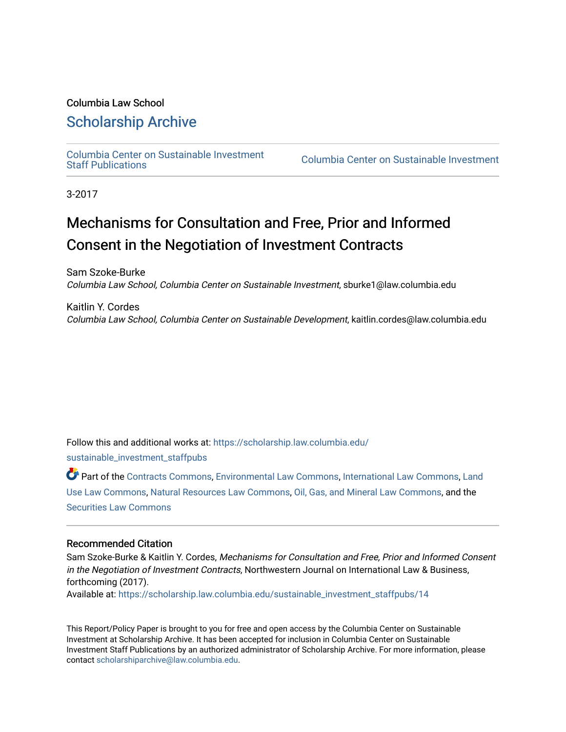Columbia Law School

## Scholarship Archive

Columbia Center on Sustainable Investment Staff Publications | Columbia Center on Sustainable Investment

3-2017

# Mechanisms for Consultation and Free, Prior and Informed Consent in the Negotiation of Investment Contracts

Sam Szoke-Burke
*Columbia Law School, Columbia Center on Sustainable Investment*, sburke1@law.columbia.edu

Kaitlin Y. Cordes
*Columbia Law School, Columbia Center on Sustainable Development*, kaitlin.cordes@law.columbia.edu

Follow this and additional works at: https://scholarship.law.columbia.edu/sustainable_investment_staffpubs

Part of the Contracts Commons, Environmental Law Commons, International Law Commons, Land Use Law Commons, Natural Resources Law Commons, Oil, Gas, and Mineral Law Commons, and the Securities Law Commons

### Recommended Citation

Sam Szoke-Burke & Kaitlin Y. Cordes, *Mechanisms for Consultation and Free, Prior and Informed Consent in the Negotiation of Investment Contracts*, Northwestern Journal on International Law & Business, forthcoming (2017).
Available at: https://scholarship.law.columbia.edu/sustainable_investment_staffpubs/14

This Report/Policy Paper is brought to you for free and open access by the Columbia Center on Sustainable Investment at Scholarship Archive. It has been accepted for inclusion in Columbia Center on Sustainable Investment Staff Publications by an authorized administrator of Scholarship Archive. For more information, please contact scholarshiparchive@law.columbia.edu.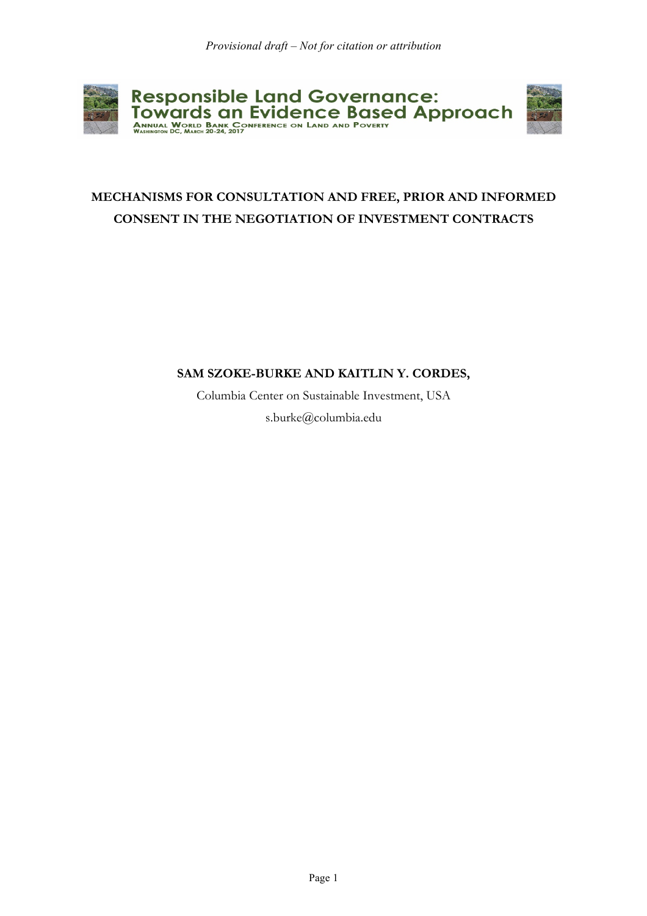# MECHANISMS FOR CONSULTATION AND FREE, PRIOR AND INFORMED CONSENT IN THE NEGOTIATION OF INVESTMENT CONTRACTS

**SAM SZOKE-BURKE AND KAITLIN Y. CORDES,**

Columbia Center on Sustainable Investment, USA

s.burke@columbia.edu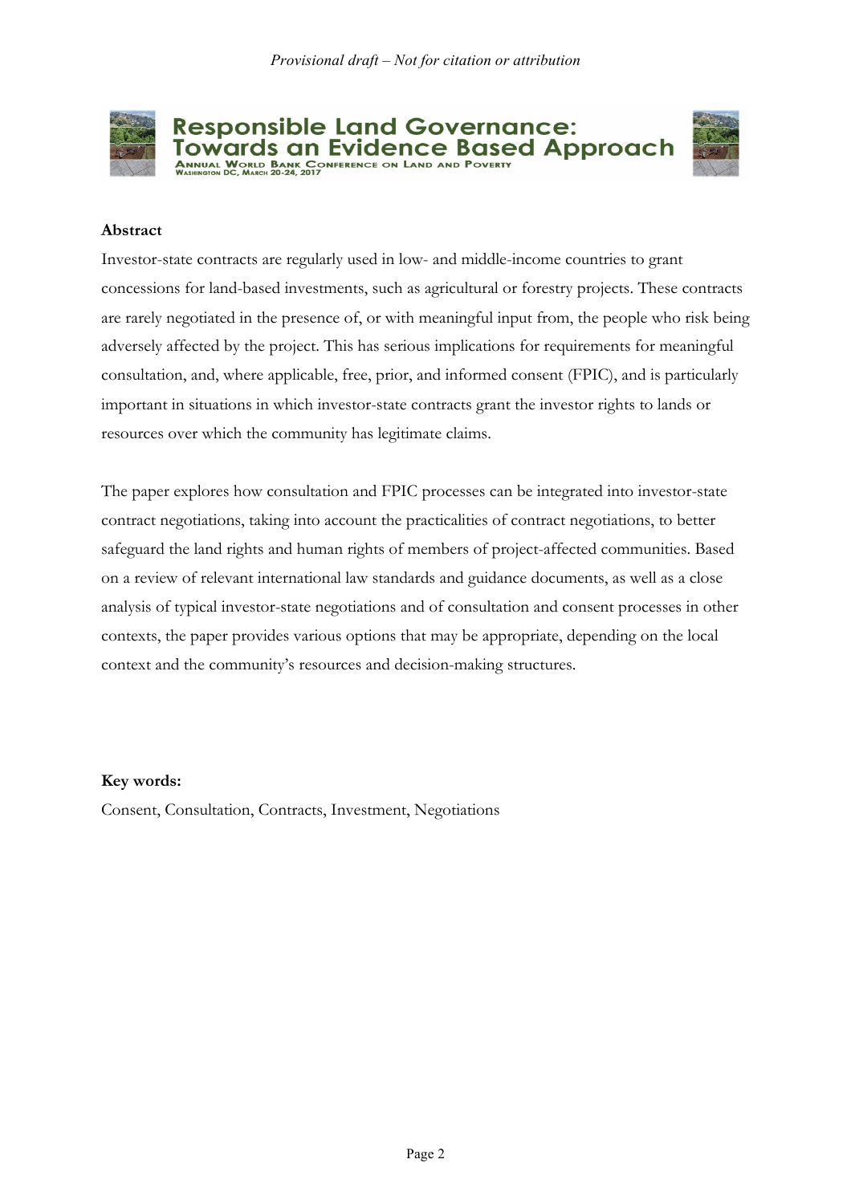**Abstract**

Investor-state contracts are regularly used in low- and middle-income countries to grant concessions for land-based investments, such as agricultural or forestry projects. These contracts are rarely negotiated in the presence of, or with meaningful input from, the people who risk being adversely affected by the project. This has serious implications for requirements for meaningful consultation, and, where applicable, free, prior, and informed consent (FPIC), and is particularly important in situations in which investor-state contracts grant the investor rights to lands or resources over which the community has legitimate claims.

The paper explores how consultation and FPIC processes can be integrated into investor-state contract negotiations, taking into account the practicalities of contract negotiations, to better safeguard the land rights and human rights of members of project-affected communities. Based on a review of relevant international law standards and guidance documents, as well as a close analysis of typical investor-state negotiations and of consultation and consent processes in other contexts, the paper provides various options that may be appropriate, depending on the local context and the community's resources and decision-making structures.

**Key words:**

Consent, Consultation, Contracts, Investment, Negotiations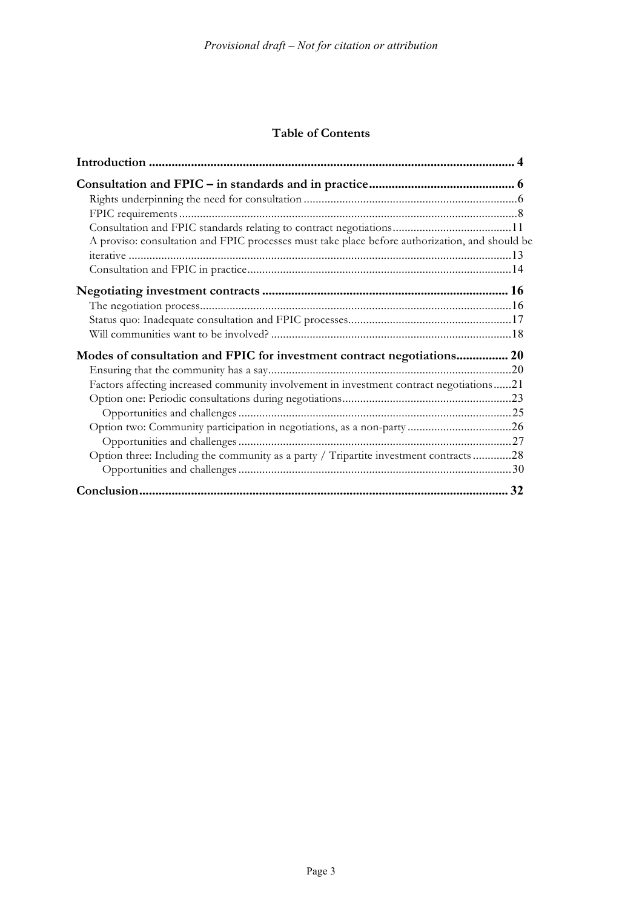*Provisional draft – Not for citation or attribution*

**Table of Contents**

**Introduction** ............................................................................................................. 4

**Consultation and FPIC – in standards and in practice** ........................................... 6

Rights underpinning the need for consultation ........................................................................ 6

FPIC requirements ................................................................................................................... 8

Consultation and FPIC standards relating to contract negotiations ........................................ 11

A proviso: consultation and FPIC processes must take place before authorization, and should be iterative ................................................................................................................................ 13

Consultation and FPIC in practice ........................................................................................... 14

**Negotiating investment contracts** ........................................................................... 16

The negotiation process ........................................................................................................... 16

Status quo: Inadequate consultation and FPIC processes ....................................................... 17

Will communities want to be involved? ................................................................................... 18

**Modes of consultation and FPIC for investment contract negotiations** ............... 20

Ensuring that the community has a say .................................................................................. 20

Factors affecting increased community involvement in investment contract negotiations ...... 21

Option one: Periodic consultations during negotiations ......................................................... 23

Opportunities and challenges ............................................................................................. 25

Option two: Community participation in negotiations, as a non-party ................................... 26

Opportunities and challenges ............................................................................................. 27

Option three: Including the community as a party / Tripartite investment contracts ............. 28

Opportunities and challenges ............................................................................................. 30

**Conclusion** ................................................................................................................ 32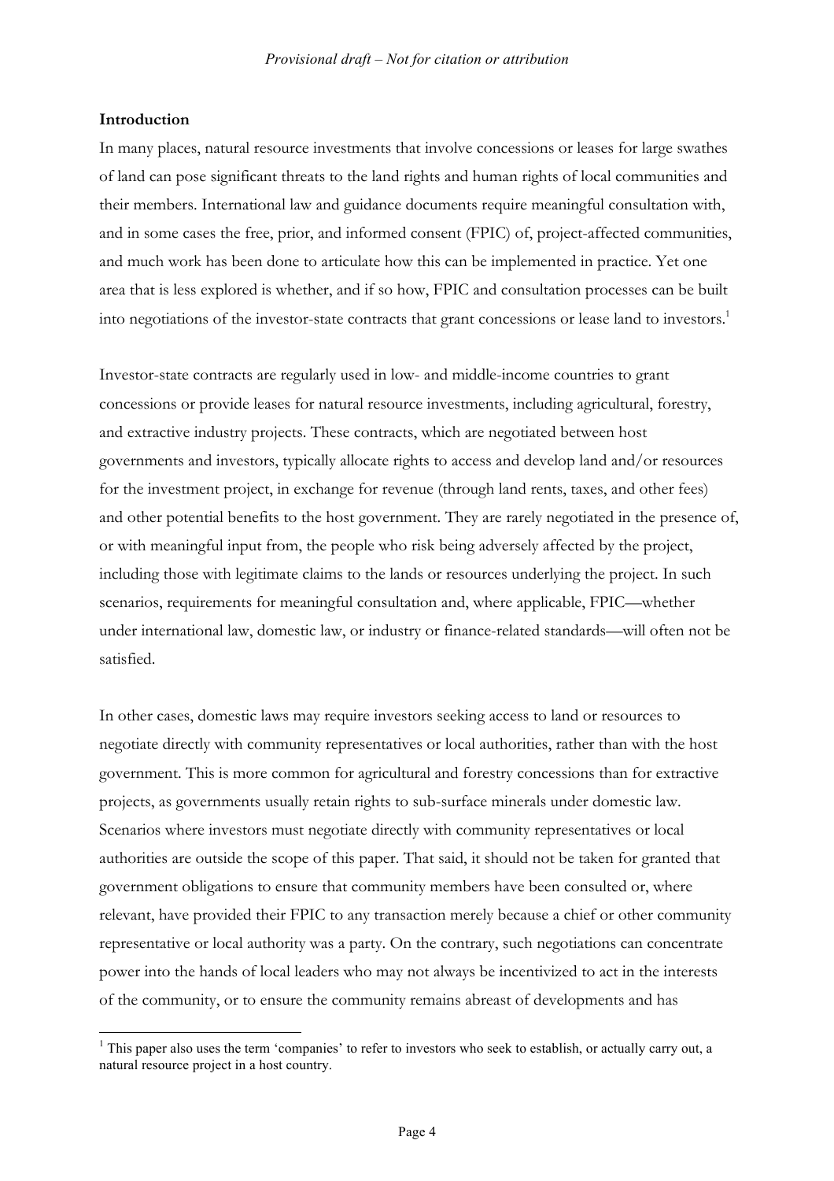## Introduction

In many places, natural resource investments that involve concessions or leases for large swathes of land can pose significant threats to the land rights and human rights of local communities and their members. International law and guidance documents require meaningful consultation with, and in some cases the free, prior, and informed consent (FPIC) of, project-affected communities, and much work has been done to articulate how this can be implemented in practice. Yet one area that is less explored is whether, and if so how, FPIC and consultation processes can be built into negotiations of the investor-state contracts that grant concessions or lease land to investors.[1]

Investor-state contracts are regularly used in low- and middle-income countries to grant concessions or provide leases for natural resource investments, including agricultural, forestry, and extractive industry projects. These contracts, which are negotiated between host governments and investors, typically allocate rights to access and develop land and/or resources for the investment project, in exchange for revenue (through land rents, taxes, and other fees) and other potential benefits to the host government. They are rarely negotiated in the presence of, or with meaningful input from, the people who risk being adversely affected by the project, including those with legitimate claims to the lands or resources underlying the project. In such scenarios, requirements for meaningful consultation and, where applicable, FPIC—whether under international law, domestic law, or industry or finance-related standards—will often not be satisfied.

In other cases, domestic laws may require investors seeking access to land or resources to negotiate directly with community representatives or local authorities, rather than with the host government. This is more common for agricultural and forestry concessions than for extractive projects, as governments usually retain rights to sub-surface minerals under domestic law. Scenarios where investors must negotiate directly with community representatives or local authorities are outside the scope of this paper. That said, it should not be taken for granted that government obligations to ensure that community members have been consulted or, where relevant, have provided their FPIC to any transaction merely because a chief or other community representative or local authority was a party. On the contrary, such negotiations can concentrate power into the hands of local leaders who may not always be incentivized to act in the interests of the community, or to ensure the community remains abreast of developments and has

[1] This paper also uses the term 'companies' to refer to investors who seek to establish, or actually carry out, a natural resource project in a host country.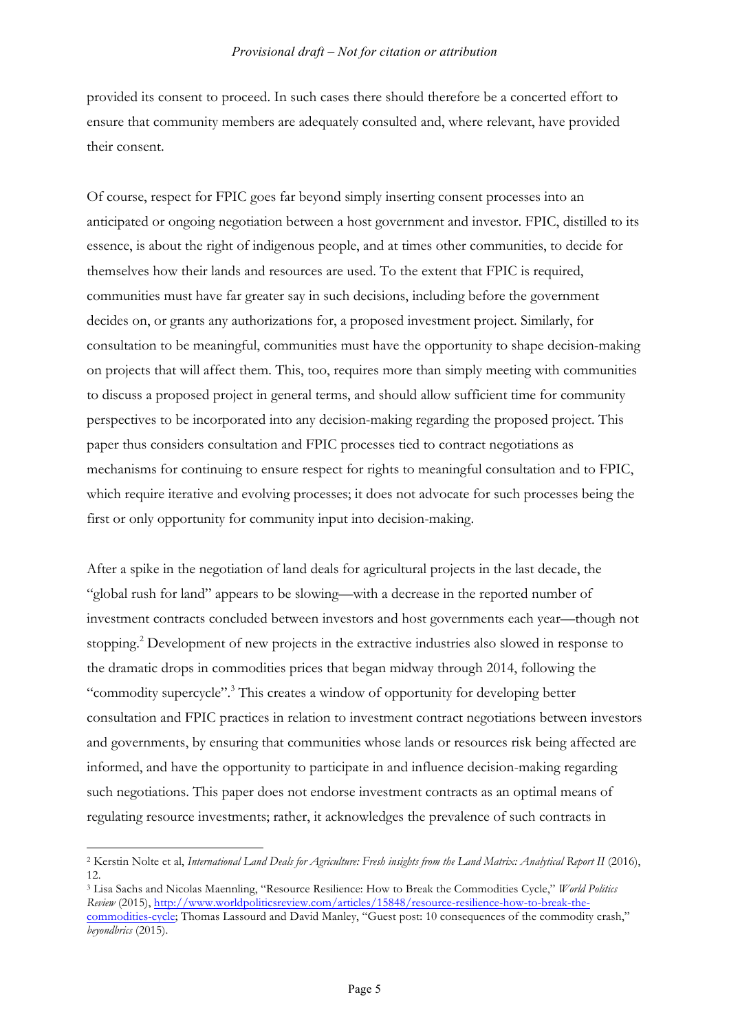provided its consent to proceed. In such cases there should therefore be a concerted effort to ensure that community members are adequately consulted and, where relevant, have provided their consent.

Of course, respect for FPIC goes far beyond simply inserting consent processes into an anticipated or ongoing negotiation between a host government and investor. FPIC, distilled to its essence, is about the right of indigenous people, and at times other communities, to decide for themselves how their lands and resources are used. To the extent that FPIC is required, communities must have far greater say in such decisions, including before the government decides on, or grants any authorizations for, a proposed investment project. Similarly, for consultation to be meaningful, communities must have the opportunity to shape decision-making on projects that will affect them. This, too, requires more than simply meeting with communities to discuss a proposed project in general terms, and should allow sufficient time for community perspectives to be incorporated into any decision-making regarding the proposed project. This paper thus considers consultation and FPIC processes tied to contract negotiations as mechanisms for continuing to ensure respect for rights to meaningful consultation and to FPIC, which require iterative and evolving processes; it does not advocate for such processes being the first or only opportunity for community input into decision-making.

After a spike in the negotiation of land deals for agricultural projects in the last decade, the "global rush for land" appears to be slowing—with a decrease in the reported number of investment contracts concluded between investors and host governments each year—though not stopping.[2] Development of new projects in the extractive industries also slowed in response to the dramatic drops in commodities prices that began midway through 2014, following the "commodity supercycle".[3] This creates a window of opportunity for developing better consultation and FPIC practices in relation to investment contract negotiations between investors and governments, by ensuring that communities whose lands or resources risk being affected are informed, and have the opportunity to participate in and influence decision-making regarding such negotiations. This paper does not endorse investment contracts as an optimal means of regulating resource investments; rather, it acknowledges the prevalence of such contracts in

---

[2] Kerstin Nolte et al, *International Land Deals for Agriculture: Fresh insights from the Land Matrix: Analytical Report II* (2016), 12.

[3] Lisa Sachs and Nicolas Maennling, "Resource Resilience: How to Break the Commodities Cycle," *World Politics Review* (2015), http://www.worldpoliticsreview.com/articles/15848/resource-resilience-how-to-break-the-commodities-cycle; Thomas Lassourd and David Manley, "Guest post: 10 consequences of the commodity crash," *beyondbrics* (2015).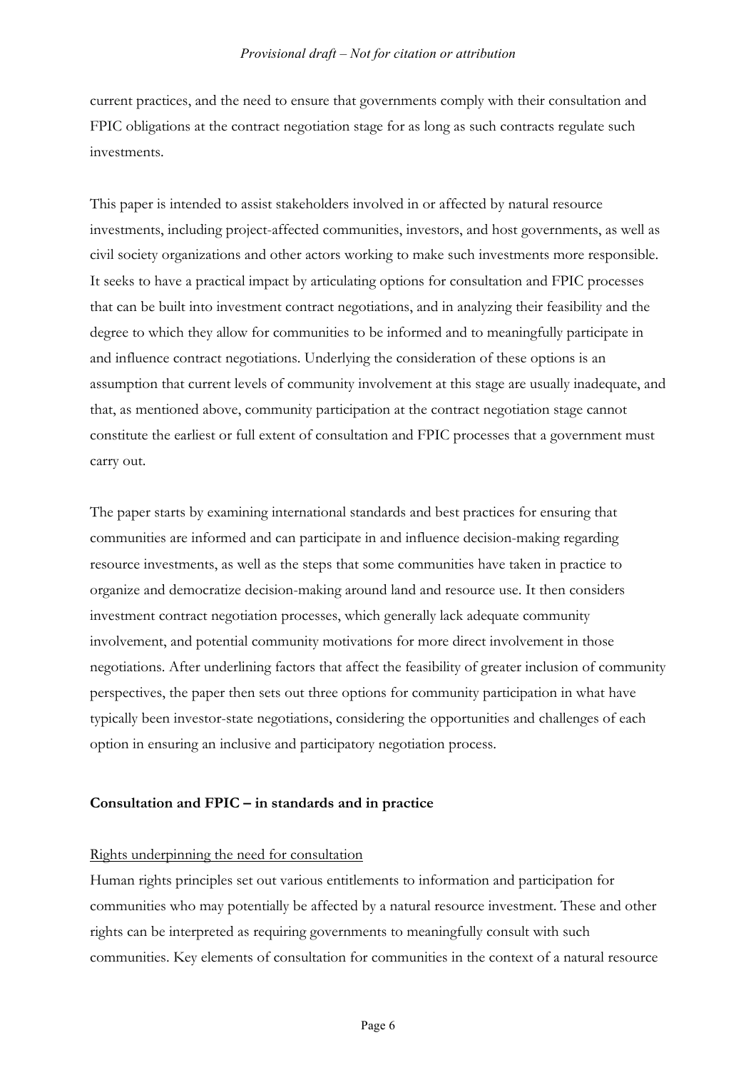current practices, and the need to ensure that governments comply with their consultation and FPIC obligations at the contract negotiation stage for as long as such contracts regulate such investments.

This paper is intended to assist stakeholders involved in or affected by natural resource investments, including project-affected communities, investors, and host governments, as well as civil society organizations and other actors working to make such investments more responsible. It seeks to have a practical impact by articulating options for consultation and FPIC processes that can be built into investment contract negotiations, and in analyzing their feasibility and the degree to which they allow for communities to be informed and to meaningfully participate in and influence contract negotiations. Underlying the consideration of these options is an assumption that current levels of community involvement at this stage are usually inadequate, and that, as mentioned above, community participation at the contract negotiation stage cannot constitute the earliest or full extent of consultation and FPIC processes that a government must carry out.

The paper starts by examining international standards and best practices for ensuring that communities are informed and can participate in and influence decision-making regarding resource investments, as well as the steps that some communities have taken in practice to organize and democratize decision-making around land and resource use. It then considers investment contract negotiation processes, which generally lack adequate community involvement, and potential community motivations for more direct involvement in those negotiations. After underlining factors that affect the feasibility of greater inclusion of community perspectives, the paper then sets out three options for community participation in what have typically been investor-state negotiations, considering the opportunities and challenges of each option in ensuring an inclusive and participatory negotiation process.

## Consultation and FPIC – in standards and in practice

<u>Rights underpinning the need for consultation</u>

Human rights principles set out various entitlements to information and participation for communities who may potentially be affected by a natural resource investment. These and other rights can be interpreted as requiring governments to meaningfully consult with such communities. Key elements of consultation for communities in the context of a natural resource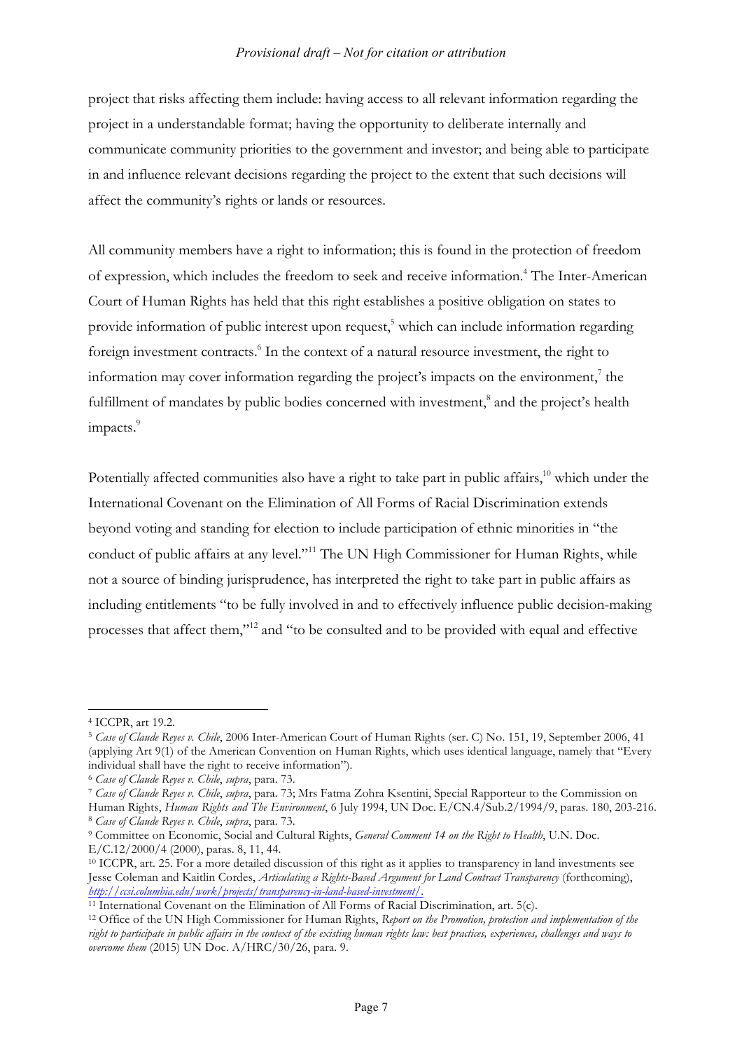project that risks affecting them include: having access to all relevant information regarding the project in a understandable format; having the opportunity to deliberate internally and communicate community priorities to the government and investor; and being able to participate in and influence relevant decisions regarding the project to the extent that such decisions will affect the community's rights or lands or resources.

All community members have a right to information; this is found in the protection of freedom of expression, which includes the freedom to seek and receive information.[4] The Inter-American Court of Human Rights has held that this right establishes a positive obligation on states to provide information of public interest upon request,[5] which can include information regarding foreign investment contracts.[6] In the context of a natural resource investment, the right to information may cover information regarding the project's impacts on the environment,[7] the fulfillment of mandates by public bodies concerned with investment,[8] and the project's health impacts.[9]

Potentially affected communities also have a right to take part in public affairs,[10] which under the International Covenant on the Elimination of All Forms of Racial Discrimination extends beyond voting and standing for election to include participation of ethnic minorities in "the conduct of public affairs at any level."[11] The UN High Commissioner for Human Rights, while not a source of binding jurisprudence, has interpreted the right to take part in public affairs as including entitlements "to be fully involved in and to effectively influence public decision-making processes that affect them,"[12] and "to be consulted and to be provided with equal and effective

---

[4] ICCPR, art 19.2.

[5] *Case of Claude Reyes v. Chile*, 2006 Inter-American Court of Human Rights (ser. C) No. 151, 19, September 2006, 41 (applying Art 9(1) of the American Convention on Human Rights, which uses identical language, namely that "Every individual shall have the right to receive information").

[6] *Case of Claude Reyes v. Chile*, *supra*, para. 73.

[7] *Case of Claude Reyes v. Chile*, *supra*, para. 73; Mrs Fatma Zohra Ksentini, Special Rapporteur to the Commission on Human Rights, *Human Rights and The Environment*, 6 July 1994, UN Doc. E/CN.4/Sub.2/1994/9, paras. 180, 203-216.

[8] *Case of Claude Reyes v. Chile*, *supra*, para. 73.

[9] Committee on Economic, Social and Cultural Rights, *General Comment 14 on the Right to Health*, U.N. Doc. E/C.12/2000/4 (2000), paras. 8, 11, 44.

[10] ICCPR, art. 25. For a more detailed discussion of this right as it applies to transparency in land investments see Jesse Coleman and Kaitlin Cordes, *Articulating a Rights-Based Argument for Land Contract Transparency* (forthcoming), *http://ccsi.columbia.edu/work/projects/transparency-in-land-based-investment/*.

[11] International Covenant on the Elimination of All Forms of Racial Discrimination, art. 5(c).

[12] Office of the UN High Commissioner for Human Rights, *Report on the Promotion, protection and implementation of the right to participate in public affairs in the context of the existing human rights law: best practices, experiences, challenges and ways to overcome them* (2015) UN Doc. A/HRC/30/26, para. 9.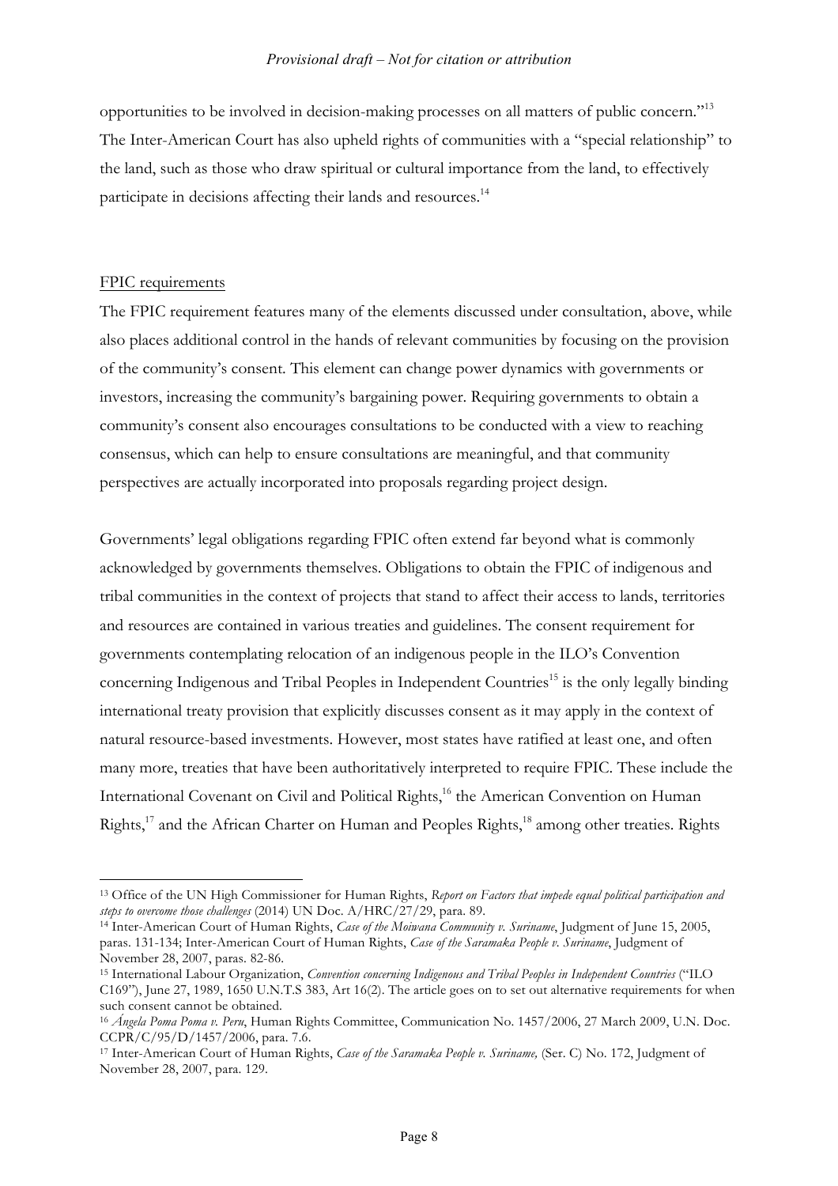opportunities to be involved in decision-making processes on all matters of public concern."[13] The Inter-American Court has also upheld rights of communities with a "special relationship" to the land, such as those who draw spiritual or cultural importance from the land, to effectively participate in decisions affecting their lands and resources.[14]

<u>FPIC requirements</u>

The FPIC requirement features many of the elements discussed under consultation, above, while also places additional control in the hands of relevant communities by focusing on the provision of the community's consent. This element can change power dynamics with governments or investors, increasing the community's bargaining power. Requiring governments to obtain a community's consent also encourages consultations to be conducted with a view to reaching consensus, which can help to ensure consultations are meaningful, and that community perspectives are actually incorporated into proposals regarding project design.

Governments' legal obligations regarding FPIC often extend far beyond what is commonly acknowledged by governments themselves. Obligations to obtain the FPIC of indigenous and tribal communities in the context of projects that stand to affect their access to lands, territories and resources are contained in various treaties and guidelines. The consent requirement for governments contemplating relocation of an indigenous people in the ILO's Convention concerning Indigenous and Tribal Peoples in Independent Countries[15] is the only legally binding international treaty provision that explicitly discusses consent as it may apply in the context of natural resource-based investments. However, most states have ratified at least one, and often many more, treaties that have been authoritatively interpreted to require FPIC. These include the International Covenant on Civil and Political Rights,[16] the American Convention on Human Rights,[17] and the African Charter on Human and Peoples Rights,[18] among other treaties. Rights

---

[13] Office of the UN High Commissioner for Human Rights, *Report on Factors that impede equal political participation and steps to overcome those challenges* (2014) UN Doc. A/HRC/27/29, para. 89.

[14] Inter-American Court of Human Rights, *Case of the Moiwana Community v. Suriname*, Judgment of June 15, 2005, paras. 131-134; Inter-American Court of Human Rights, *Case of the Saramaka People v. Suriname*, Judgment of November 28, 2007, paras. 82-86.

[15] International Labour Organization, *Convention concerning Indigenous and Tribal Peoples in Independent Countries* ("ILO C169"), June 27, 1989, 1650 U.N.T.S 383, Art 16(2). The article goes on to set out alternative requirements for when such consent cannot be obtained.

[16] *Ángela Poma Poma v. Peru*, Human Rights Committee, Communication No. 1457/2006, 27 March 2009, U.N. Doc. CCPR/C/95/D/1457/2006, para. 7.6.

[17] Inter-American Court of Human Rights, *Case of the Saramaka People v. Suriname,* (Ser. C) No. 172, Judgment of November 28, 2007, para. 129.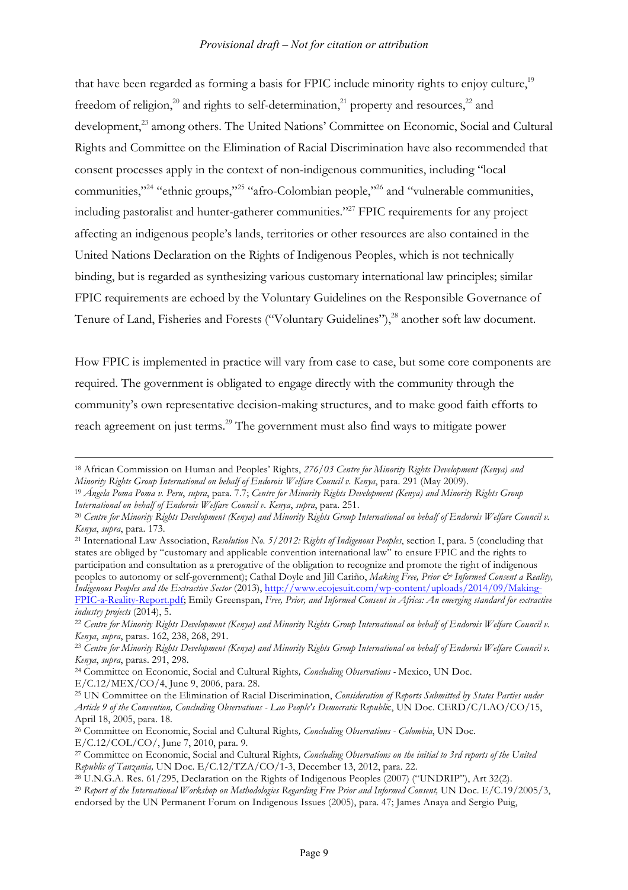that have been regarded as forming a basis for FPIC include minority rights to enjoy culture,[19] freedom of religion,[20] and rights to self-determination,[21] property and resources,[22] and development,[23] among others. The United Nations' Committee on Economic, Social and Cultural Rights and Committee on the Elimination of Racial Discrimination have also recommended that consent processes apply in the context of non-indigenous communities, including "local communities,"[24] "ethnic groups,"[25] "afro-Colombian people,"[26] and "vulnerable communities, including pastoralist and hunter-gatherer communities."[27] FPIC requirements for any project affecting an indigenous people's lands, territories or other resources are also contained in the United Nations Declaration on the Rights of Indigenous Peoples, which is not technically binding, but is regarded as synthesizing various customary international law principles; similar FPIC requirements are echoed by the Voluntary Guidelines on the Responsible Governance of Tenure of Land, Fisheries and Forests ("Voluntary Guidelines"),[28] another soft law document.

How FPIC is implemented in practice will vary from case to case, but some core components are required. The government is obligated to engage directly with the community through the community's own representative decision-making structures, and to make good faith efforts to reach agreement on just terms.[29] The government must also find ways to mitigate power

---

[18] African Commission on Human and Peoples' Rights, *276/03 Centre for Minority Rights Development (Kenya) and Minority Rights Group International on behalf of Endorois Welfare Council v. Kenya*, para. 291 (May 2009).

[19] *Ángela Poma Poma v. Peru*, *supra*, para. 7.7; *Centre for Minority Rights Development (Kenya) and Minority Rights Group International on behalf of Endorois Welfare Council v. Kenya*, *supra*, para. 251.

[20] *Centre for Minority Rights Development (Kenya) and Minority Rights Group International on behalf of Endorois Welfare Council v. Kenya*, *supra*, para. 173.

[21] International Law Association, *Resolution No. 5/2012: Rights of Indigenous Peoples*, section I, para. 5 (concluding that states are obliged by "customary and applicable convention international law" to ensure FPIC and the rights to participation and consultation as a prerogative of the obligation to recognize and promote the right of indigenous peoples to autonomy or self-government); Cathal Doyle and Jill Cariño, *Making Free, Prior & Informed Consent a Reality, Indigenous Peoples and the Extractive Sector* (2013), http://www.ecojesuit.com/wp-content/uploads/2014/09/Making-FPIC-a-Reality-Report.pdf; Emily Greenspan, *Free, Prior, and Informed Consent in Africa: An emerging standard for extractive industry projects* (2014), 5.

[22] *Centre for Minority Rights Development (Kenya) and Minority Rights Group International on behalf of Endorois Welfare Council v. Kenya*, *supra*, paras. 162, 238, 268, 291.

[23] *Centre for Minority Rights Development (Kenya) and Minority Rights Group International on behalf of Endorois Welfare Council v. Kenya*, *supra*, paras. 291, 298.

[24] Committee on Economic, Social and Cultural Rights*, Concluding Observations* - Mexico, UN Doc. E/C.12/MEX/CO/4, June 9, 2006, para. 28.

[25] UN Committee on the Elimination of Racial Discrimination, *Consideration of Reports Submitted by States Parties under Article 9 of the Convention, Concluding Observations - Lao People's Democratic Republi*c, UN Doc. CERD/C/LAO/CO/15, April 18, 2005, para. 18.

[26] Committee on Economic, Social and Cultural Rights*, Concluding Observations - Colombia*, UN Doc. E/C.12/COL/CO/, June 7, 2010, para. 9.

[27] Committee on Economic, Social and Cultural Rights*, Concluding Observations on the initial to 3rd reports of the United Republic of Tanzania,* UN Doc. E/C.12/TZA/CO/1-3, December 13, 2012, para. 22.

[28] U.N.G.A. Res. 61/295, Declaration on the Rights of Indigenous Peoples (2007) ("UNDRIP"), Art 32(2).

[29] *Report of the International Workshop on Methodologies Regarding Free Prior and Informed Consent,* UN Doc. E/C.19/2005/3, endorsed by the UN Permanent Forum on Indigenous Issues (2005), para. 47; James Anaya and Sergio Puig,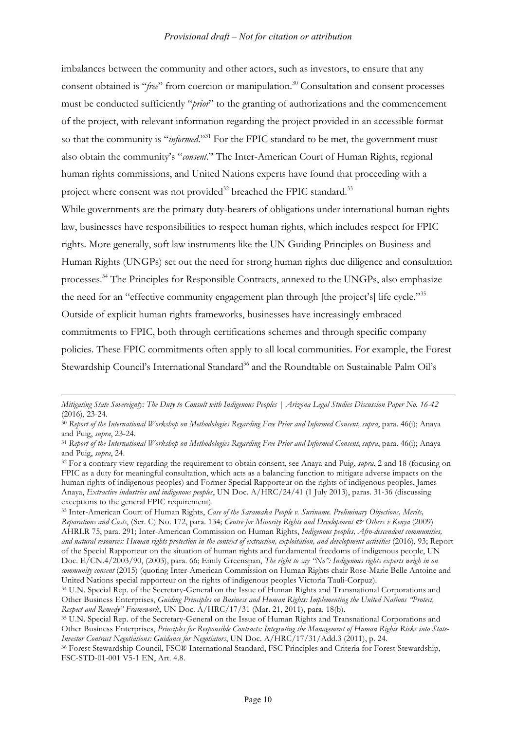imbalances between the community and other actors, such as investors, to ensure that any consent obtained is "*free*" from coercion or manipulation.[30] Consultation and consent processes must be conducted sufficiently "*prior*" to the granting of authorizations and the commencement of the project, with relevant information regarding the project provided in an accessible format so that the community is "*informed*."[31] For the FPIC standard to be met, the government must also obtain the community's "*consent*." The Inter-American Court of Human Rights, regional human rights commissions, and United Nations experts have found that proceeding with a project where consent was not provided[32] breached the FPIC standard.[33]

While governments are the primary duty-bearers of obligations under international human rights law, businesses have responsibilities to respect human rights, which includes respect for FPIC rights. More generally, soft law instruments like the UN Guiding Principles on Business and Human Rights (UNGPs) set out the need for strong human rights due diligence and consultation processes.[34] The Principles for Responsible Contracts, annexed to the UNGPs, also emphasize the need for an "effective community engagement plan through [the project's] life cycle."[35] Outside of explicit human rights frameworks, businesses have increasingly embraced commitments to FPIC, both through certifications schemes and through specific company policies. These FPIC commitments often apply to all local communities. For example, the Forest Stewardship Council's International Standard[36] and the Roundtable on Sustainable Palm Oil's

---

*Mitigating State Sovereignty: The Duty to Consult with Indigenous Peoples | Arizona Legal Studies Discussion Paper No. 16-42* (2016), 23-24.

[30] *Report of the International Workshop on Methodologies Regarding Free Prior and Informed Consent, supra*, para. 46(i); Anaya and Puig, *supra*, 23-24.

[31] *Report of the International Workshop on Methodologies Regarding Free Prior and Informed Consent*, *supra*, para. 46(i); Anaya and Puig, *supra*, 24.

[32] For a contrary view regarding the requirement to obtain consent, see Anaya and Puig, *supra*, 2 and 18 (focusing on FPIC as a duty for meaningful consultation, which acts as a balancing function to mitigate adverse impacts on the human rights of indigenous peoples) and Former Special Rapporteur on the rights of indigenous peoples, James Anaya, *Extractive industries and indigenous peoples*, UN Doc. A/HRC/24/41 (1 July 2013), paras. 31-36 (discussing exceptions to the general FPIC requirement).

[33] Inter-American Court of Human Rights, *Case of the Saramaka People v. Suriname. Preliminary Objections, Merits, Reparations and Costs*, (Ser. C) No. 172, para. 134; *Centre for Minority Rights and Development & Others v Kenya* (2009) AHRLR 75, para. 291; Inter-American Commission on Human Rights, *Indigenous peoples, Afro-descendent communities, and natural resources: Human rights protection in the context of extraction, exploitation, and development activities* (2016), 93; Report of the Special Rapporteur on the situation of human rights and fundamental freedoms of indigenous people, UN Doc. E/CN.4/2003/90, (2003), para. 66; Emily Greenspan, *The right to say "No": Indigenous rights experts weigh in on community consent* (2015) (quoting Inter-American Commission on Human Rights chair Rose-Marie Belle Antoine and United Nations special rapporteur on the rights of indigenous peoples Victoria Tauli-Corpuz).

[34] U.N. Special Rep. of the Secretary-General on the Issue of Human Rights and Transnational Corporations and Other Business Enterprises, *Guiding Principles on Business and Human Rights: Implementing the United Nations "Protect, Respect and Remedy" Framework*, UN Doc. A/HRC/17/31 (Mar. 21, 2011), para. 18(b).

[35] U.N. Special Rep. of the Secretary-General on the Issue of Human Rights and Transnational Corporations and Other Business Enterprises, *Principles for Responsible Contracts: Integrating the Management of Human Rights Risks into State-Investor Contract Negotiations: Guidance for Negotiators*, UN Doc. A/HRC/17/31/Add.3 (2011), p. 24.

[36] Forest Stewardship Council, FSC® International Standard, FSC Principles and Criteria for Forest Stewardship, FSC-STD-01-001 V5-1 EN, Art. 4.8.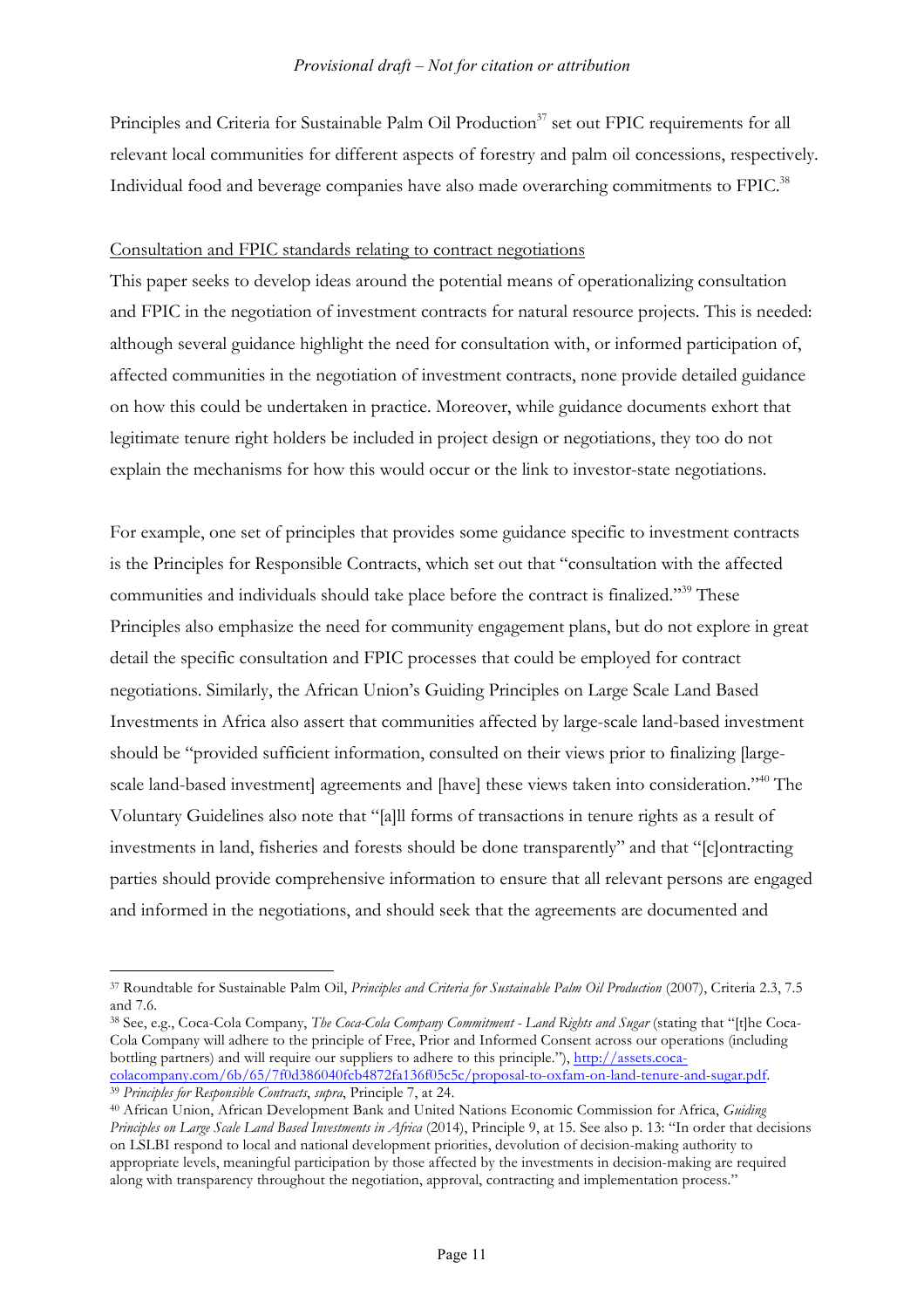Principles and Criteria for Sustainable Palm Oil Production[37] set out FPIC requirements for all relevant local communities for different aspects of forestry and palm oil concessions, respectively. Individual food and beverage companies have also made overarching commitments to FPIC.[38]

Consultation and FPIC standards relating to contract negotiations

This paper seeks to develop ideas around the potential means of operationalizing consultation and FPIC in the negotiation of investment contracts for natural resource projects. This is needed: although several guidance highlight the need for consultation with, or informed participation of, affected communities in the negotiation of investment contracts, none provide detailed guidance on how this could be undertaken in practice. Moreover, while guidance documents exhort that legitimate tenure right holders be included in project design or negotiations, they too do not explain the mechanisms for how this would occur or the link to investor-state negotiations.

For example, one set of principles that provides some guidance specific to investment contracts is the Principles for Responsible Contracts, which set out that "consultation with the affected communities and individuals should take place before the contract is finalized."[39] These Principles also emphasize the need for community engagement plans, but do not explore in great detail the specific consultation and FPIC processes that could be employed for contract negotiations. Similarly, the African Union's Guiding Principles on Large Scale Land Based Investments in Africa also assert that communities affected by large-scale land-based investment should be "provided sufficient information, consulted on their views prior to finalizing [large-scale land-based investment] agreements and [have] these views taken into consideration."[40] The Voluntary Guidelines also note that "[a]ll forms of transactions in tenure rights as a result of investments in land, fisheries and forests should be done transparently" and that "[c]ontracting parties should provide comprehensive information to ensure that all relevant persons are engaged and informed in the negotiations, and should seek that the agreements are documented and

---

[37] Roundtable for Sustainable Palm Oil, *Principles and Criteria for Sustainable Palm Oil Production* (2007), Criteria 2.3, 7.5 and 7.6.

[38] See, e.g., Coca-Cola Company, *The Coca-Cola Company Commitment - Land Rights and Sugar* (stating that "[t]he Coca-Cola Company will adhere to the principle of Free, Prior and Informed Consent across our operations (including bottling partners) and will require our suppliers to adhere to this principle."), http://assets.coca-colacompany.com/6b/65/7f0d386040fcb4872fa136f05c5c/proposal-to-oxfam-on-land-tenure-and-sugar.pdf.

[39] *Principles for Responsible Contracts*, *supra*, Principle 7, at 24.

[40] African Union, African Development Bank and United Nations Economic Commission for Africa, *Guiding Principles on Large Scale Land Based Investments in Africa* (2014), Principle 9, at 15. See also p. 13: "In order that decisions on LSLBI respond to local and national development priorities, devolution of decision-making authority to appropriate levels, meaningful participation by those affected by the investments in decision-making are required along with transparency throughout the negotiation, approval, contracting and implementation process."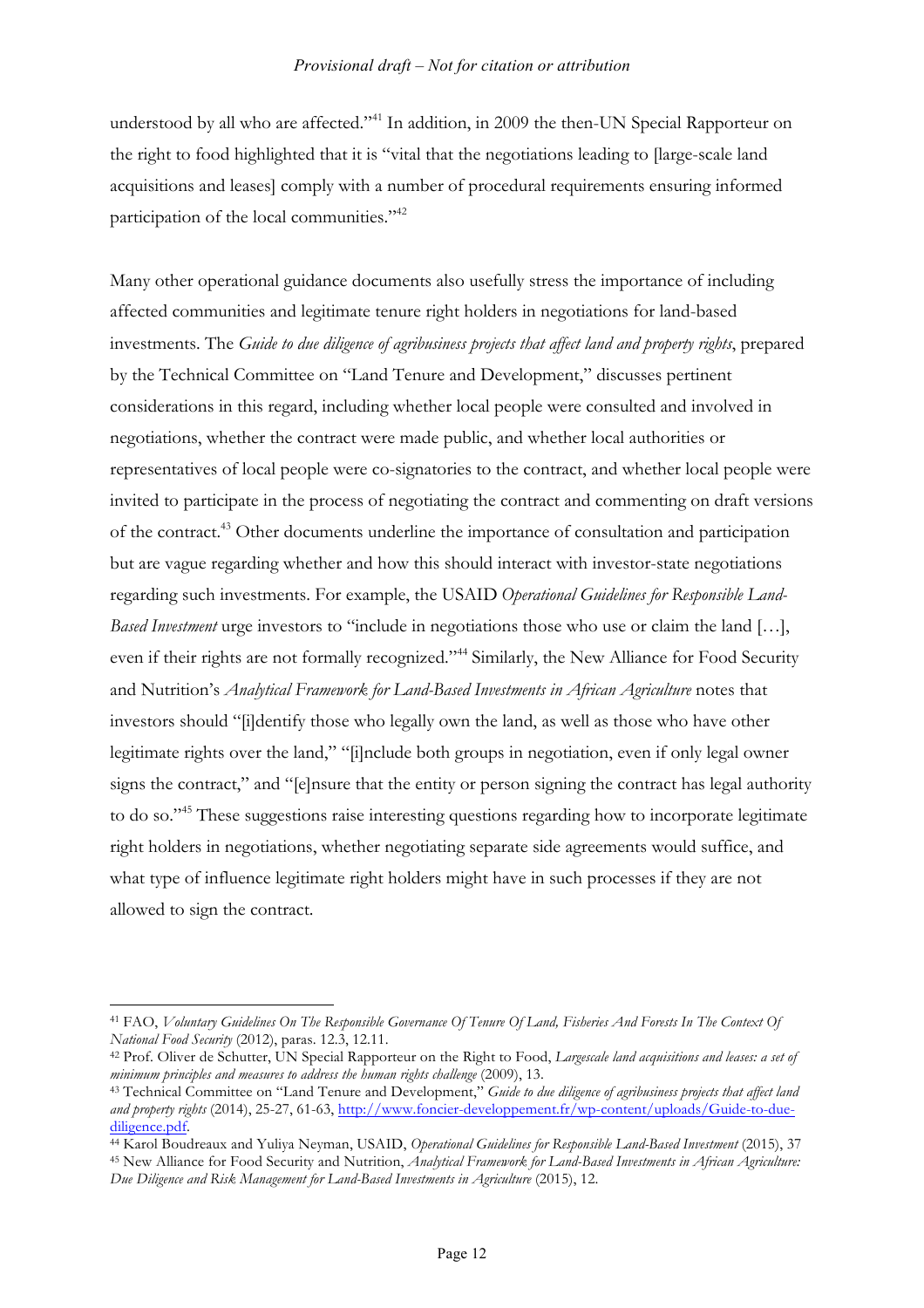understood by all who are affected."[41] In addition, in 2009 the then-UN Special Rapporteur on the right to food highlighted that it is "vital that the negotiations leading to [large-scale land acquisitions and leases] comply with a number of procedural requirements ensuring informed participation of the local communities."[42]

Many other operational guidance documents also usefully stress the importance of including affected communities and legitimate tenure right holders in negotiations for land-based investments. The *Guide to due diligence of agribusiness projects that affect land and property rights*, prepared by the Technical Committee on "Land Tenure and Development," discusses pertinent considerations in this regard, including whether local people were consulted and involved in negotiations, whether the contract were made public, and whether local authorities or representatives of local people were co-signatories to the contract, and whether local people were invited to participate in the process of negotiating the contract and commenting on draft versions of the contract.[43] Other documents underline the importance of consultation and participation but are vague regarding whether and how this should interact with investor-state negotiations regarding such investments. For example, the USAID *Operational Guidelines for Responsible Land-Based Investment* urge investors to "include in negotiations those who use or claim the land […], even if their rights are not formally recognized."[44] Similarly, the New Alliance for Food Security and Nutrition's *Analytical Framework for Land-Based Investments in African Agriculture* notes that investors should "[i]dentify those who legally own the land, as well as those who have other legitimate rights over the land," "[i]nclude both groups in negotiation, even if only legal owner signs the contract," and "[e]nsure that the entity or person signing the contract has legal authority to do so."[45] These suggestions raise interesting questions regarding how to incorporate legitimate right holders in negotiations, whether negotiating separate side agreements would suffice, and what type of influence legitimate right holders might have in such processes if they are not allowed to sign the contract.

---

[41] FAO, *Voluntary Guidelines On The Responsible Governance Of Tenure Of Land, Fisheries And Forests In The Context Of National Food Security* (2012), paras. 12.3, 12.11.

[42] Prof. Oliver de Schutter, UN Special Rapporteur on the Right to Food, *Largescale land acquisitions and leases: a set of minimum principles and measures to address the human rights challenge* (2009), 13.

[43] Technical Committee on "Land Tenure and Development," *Guide to due diligence of agribusiness projects that affect land and property rights* (2014), 25-27, 61-63, http://www.foncier-developpement.fr/wp-content/uploads/Guide-to-due-diligence.pdf.

[44] Karol Boudreaux and Yuliya Neyman, USAID, *Operational Guidelines for Responsible Land-Based Investment* (2015), 37

[45] New Alliance for Food Security and Nutrition, *Analytical Framework for Land-Based Investments in African Agriculture: Due Diligence and Risk Management for Land-Based Investments in Agriculture* (2015), 12.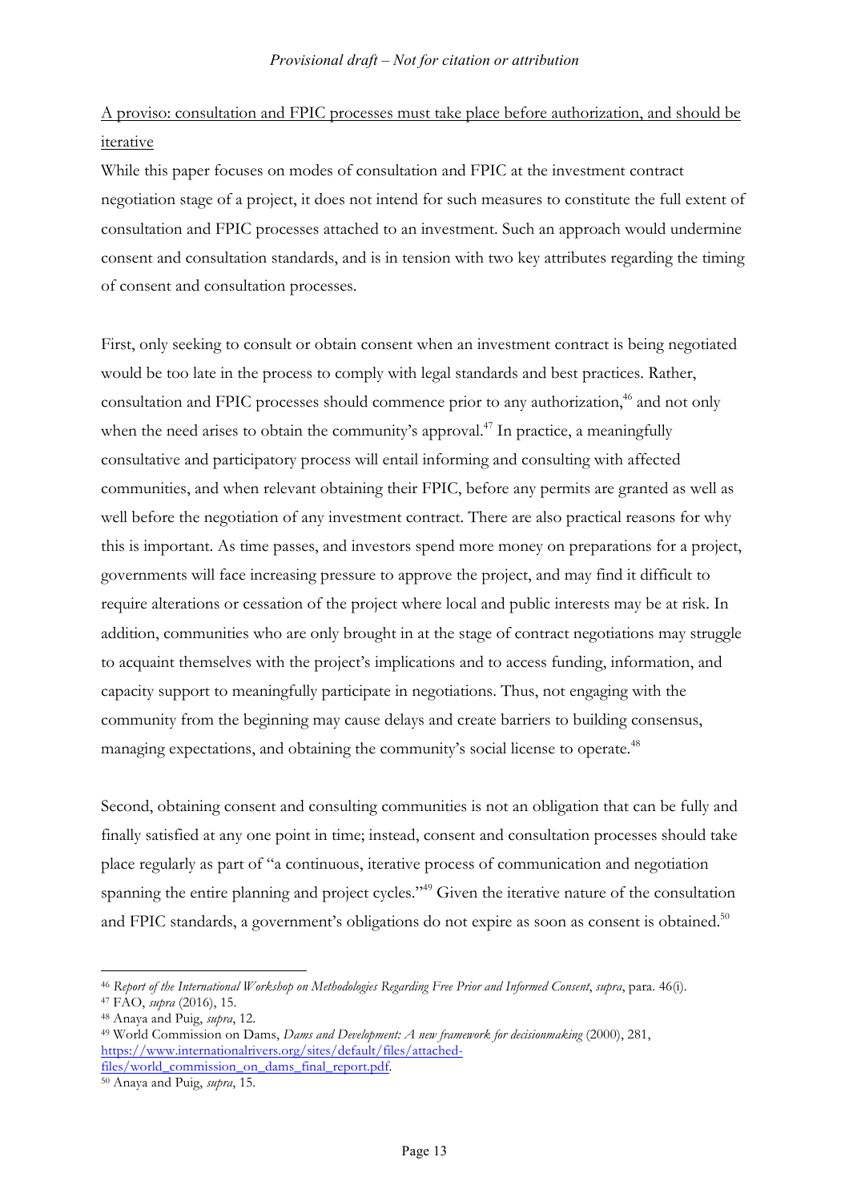A proviso: consultation and FPIC processes must take place before authorization, and should be iterative

While this paper focuses on modes of consultation and FPIC at the investment contract negotiation stage of a project, it does not intend for such measures to constitute the full extent of consultation and FPIC processes attached to an investment. Such an approach would undermine consent and consultation standards, and is in tension with two key attributes regarding the timing of consent and consultation processes.

First, only seeking to consult or obtain consent when an investment contract is being negotiated would be too late in the process to comply with legal standards and best practices. Rather, consultation and FPIC processes should commence prior to any authorization,[46] and not only when the need arises to obtain the community's approval.[47] In practice, a meaningfully consultative and participatory process will entail informing and consulting with affected communities, and when relevant obtaining their FPIC, before any permits are granted as well as well before the negotiation of any investment contract. There are also practical reasons for why this is important. As time passes, and investors spend more money on preparations for a project, governments will face increasing pressure to approve the project, and may find it difficult to require alterations or cessation of the project where local and public interests may be at risk. In addition, communities who are only brought in at the stage of contract negotiations may struggle to acquaint themselves with the project's implications and to access funding, information, and capacity support to meaningfully participate in negotiations. Thus, not engaging with the community from the beginning may cause delays and create barriers to building consensus, managing expectations, and obtaining the community's social license to operate.[48]

Second, obtaining consent and consulting communities is not an obligation that can be fully and finally satisfied at any one point in time; instead, consent and consultation processes should take place regularly as part of "a continuous, iterative process of communication and negotiation spanning the entire planning and project cycles."[49] Given the iterative nature of the consultation and FPIC standards, a government's obligations do not expire as soon as consent is obtained.[50]

---

[46] *Report of the International Workshop on Methodologies Regarding Free Prior and Informed Consent*, *supra*, para. 46(i).

[47] FAO, *supra* (2016), 15.

[48] Anaya and Puig, *supra*, 12.

[49] World Commission on Dams, *Dams and Development: A new framework for decisionmaking* (2000), 281, https://www.internationalrivers.org/sites/default/files/attached-files/world_commission_on_dams_final_report.pdf.

[50] Anaya and Puig, *supra*, 15.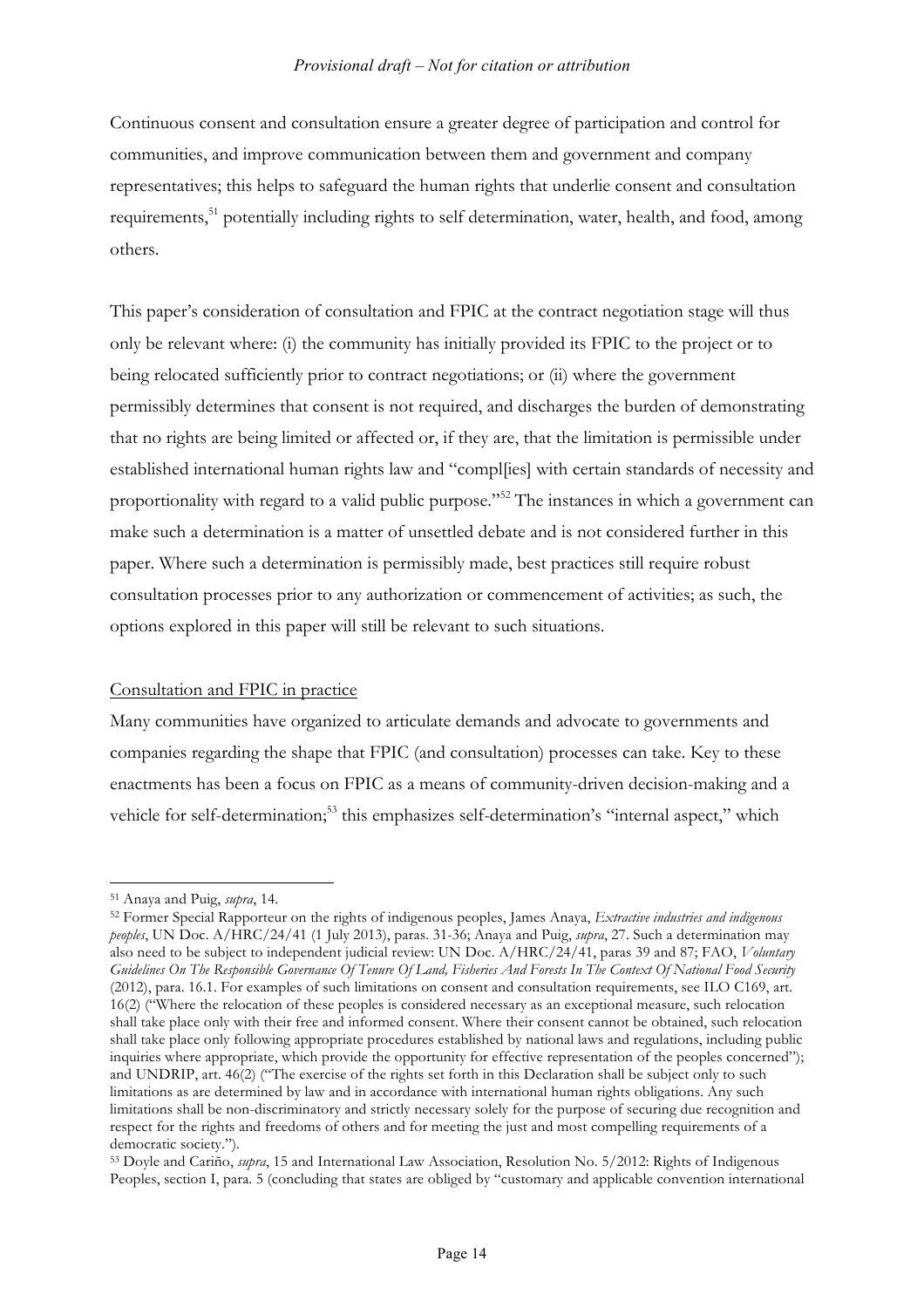Continuous consent and consultation ensure a greater degree of participation and control for communities, and improve communication between them and government and company representatives; this helps to safeguard the human rights that underlie consent and consultation requirements,[51] potentially including rights to self determination, water, health, and food, among others.

This paper's consideration of consultation and FPIC at the contract negotiation stage will thus only be relevant where: (i) the community has initially provided its FPIC to the project or to being relocated sufficiently prior to contract negotiations; or (ii) where the government permissibly determines that consent is not required, and discharges the burden of demonstrating that no rights are being limited or affected or, if they are, that the limitation is permissible under established international human rights law and "compl[ies] with certain standards of necessity and proportionality with regard to a valid public purpose."[52] The instances in which a government can make such a determination is a matter of unsettled debate and is not considered further in this paper. Where such a determination is permissibly made, best practices still require robust consultation processes prior to any authorization or commencement of activities; as such, the options explored in this paper will still be relevant to such situations.

<u>Consultation and FPIC in practice</u>

Many communities have organized to articulate demands and advocate to governments and companies regarding the shape that FPIC (and consultation) processes can take. Key to these enactments has been a focus on FPIC as a means of community-driven decision-making and a vehicle for self-determination;[53] this emphasizes self-determination's "internal aspect," which

---

[51] Anaya and Puig, *supra*, 14.

[52] Former Special Rapporteur on the rights of indigenous peoples, James Anaya, *Extractive industries and indigenous peoples*, UN Doc. A/HRC/24/41 (1 July 2013), paras. 31-36; Anaya and Puig, *supra*, 27. Such a determination may also need to be subject to independent judicial review: UN Doc. A/HRC/24/41, paras 39 and 87; FAO, *Voluntary Guidelines On The Responsible Governance Of Tenure Of Land, Fisheries And Forests In The Context Of National Food Security* (2012), para. 16.1. For examples of such limitations on consent and consultation requirements, see ILO C169, art. 16(2) ("Where the relocation of these peoples is considered necessary as an exceptional measure, such relocation shall take place only with their free and informed consent. Where their consent cannot be obtained, such relocation shall take place only following appropriate procedures established by national laws and regulations, including public inquiries where appropriate, which provide the opportunity for effective representation of the peoples concerned"); and UNDRIP, art. 46(2) ("The exercise of the rights set forth in this Declaration shall be subject only to such limitations as are determined by law and in accordance with international human rights obligations. Any such limitations shall be non-discriminatory and strictly necessary solely for the purpose of securing due recognition and respect for the rights and freedoms of others and for meeting the just and most compelling requirements of a democratic society.").

[53] Doyle and Cariño, *supra*, 15 and International Law Association, Resolution No. 5/2012: Rights of Indigenous Peoples, section I, para. 5 (concluding that states are obliged by "customary and applicable convention international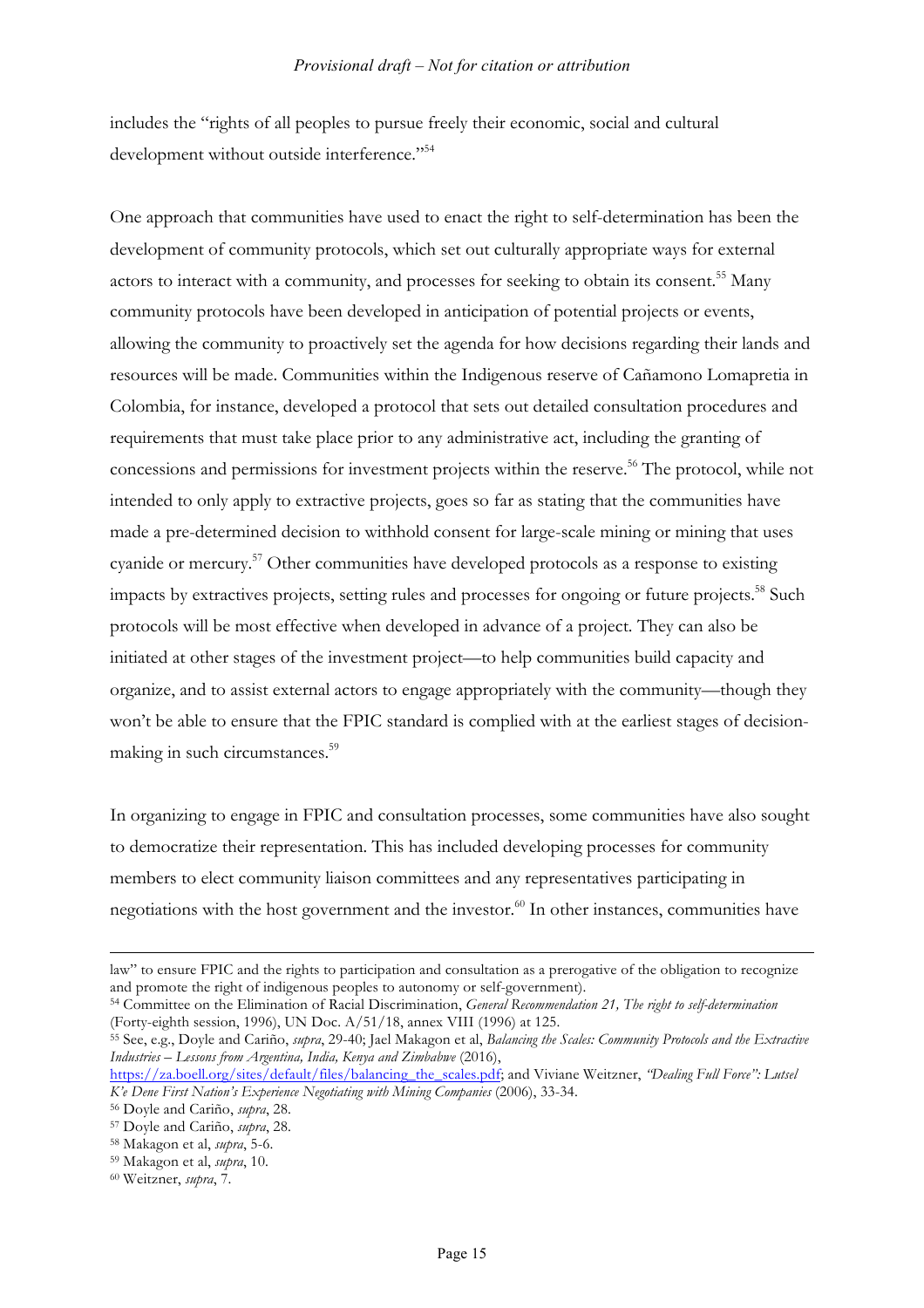includes the "rights of all peoples to pursue freely their economic, social and cultural development without outside interference."[54]

One approach that communities have used to enact the right to self-determination has been the development of community protocols, which set out culturally appropriate ways for external actors to interact with a community, and processes for seeking to obtain its consent.[55] Many community protocols have been developed in anticipation of potential projects or events, allowing the community to proactively set the agenda for how decisions regarding their lands and resources will be made. Communities within the Indigenous reserve of Cañamono Lomapretia in Colombia, for instance, developed a protocol that sets out detailed consultation procedures and requirements that must take place prior to any administrative act, including the granting of concessions and permissions for investment projects within the reserve.[56] The protocol, while not intended to only apply to extractive projects, goes so far as stating that the communities have made a pre-determined decision to withhold consent for large-scale mining or mining that uses cyanide or mercury.[57] Other communities have developed protocols as a response to existing impacts by extractives projects, setting rules and processes for ongoing or future projects.[58] Such protocols will be most effective when developed in advance of a project. They can also be initiated at other stages of the investment project—to help communities build capacity and organize, and to assist external actors to engage appropriately with the community—though they won't be able to ensure that the FPIC standard is complied with at the earliest stages of decision-making in such circumstances.[59]

In organizing to engage in FPIC and consultation processes, some communities have also sought to democratize their representation. This has included developing processes for community members to elect community liaison committees and any representatives participating in negotiations with the host government and the investor.[60] In other instances, communities have

---

law" to ensure FPIC and the rights to participation and consultation as a prerogative of the obligation to recognize and promote the right of indigenous peoples to autonomy or self-government).

[54] Committee on the Elimination of Racial Discrimination, *General Recommendation 21, The right to self-determination* (Forty-eighth session, 1996), UN Doc. A/51/18, annex VIII (1996) at 125.

[55] See, e.g., Doyle and Cariño, *supra*, 29-40; Jael Makagon et al, *Balancing the Scales: Community Protocols and the Extractive Industries – Lessons from Argentina, India, Kenya and Zimbabwe* (2016), https://za.boell.org/sites/default/files/balancing_the_scales.pdf; and Viviane Weitzner, *"Dealing Full Force": Lutsel K'e Dene First Nation's Experience Negotiating with Mining Companies* (2006), 33-34.

[56] Doyle and Cariño, *supra*, 28.

[57] Doyle and Cariño, *supra*, 28.

[58] Makagon et al, *supra*, 5-6.

[59] Makagon et al, *supra*, 10.

[60] Weitzner, *supra*, 7.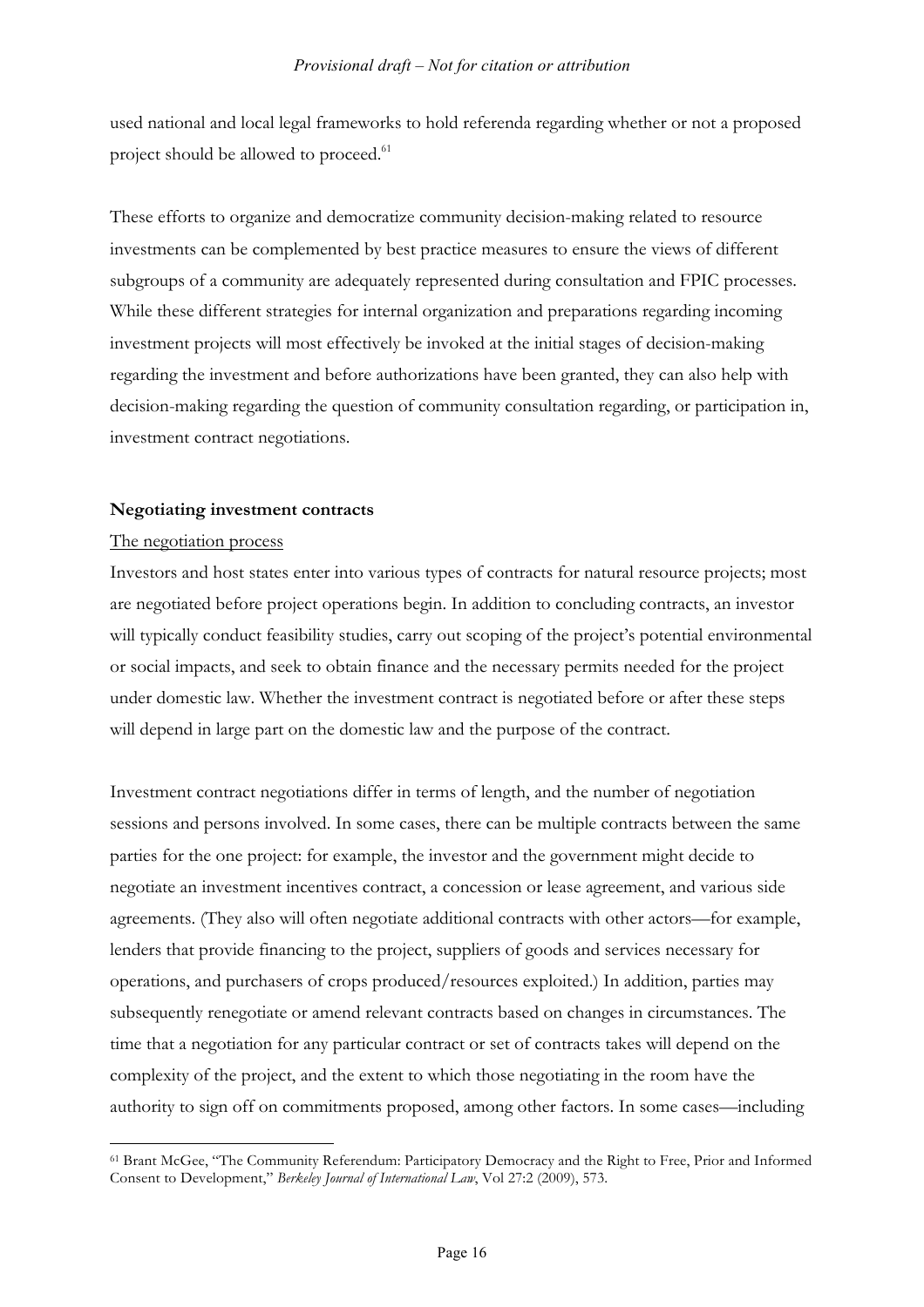used national and local legal frameworks to hold referenda regarding whether or not a proposed project should be allowed to proceed.[61]

These efforts to organize and democratize community decision-making related to resource investments can be complemented by best practice measures to ensure the views of different subgroups of a community are adequately represented during consultation and FPIC processes. While these different strategies for internal organization and preparations regarding incoming investment projects will most effectively be invoked at the initial stages of decision-making regarding the investment and before authorizations have been granted, they can also help with decision-making regarding the question of community consultation regarding, or participation in, investment contract negotiations.

**Negotiating investment contracts**

<u>The negotiation process</u>

Investors and host states enter into various types of contracts for natural resource projects; most are negotiated before project operations begin. In addition to concluding contracts, an investor will typically conduct feasibility studies, carry out scoping of the project's potential environmental or social impacts, and seek to obtain finance and the necessary permits needed for the project under domestic law. Whether the investment contract is negotiated before or after these steps will depend in large part on the domestic law and the purpose of the contract.

Investment contract negotiations differ in terms of length, and the number of negotiation sessions and persons involved. In some cases, there can be multiple contracts between the same parties for the one project: for example, the investor and the government might decide to negotiate an investment incentives contract, a concession or lease agreement, and various side agreements. (They also will often negotiate additional contracts with other actors—for example, lenders that provide financing to the project, suppliers of goods and services necessary for operations, and purchasers of crops produced/resources exploited.) In addition, parties may subsequently renegotiate or amend relevant contracts based on changes in circumstances. The time that a negotiation for any particular contract or set of contracts takes will depend on the complexity of the project, and the extent to which those negotiating in the room have the authority to sign off on commitments proposed, among other factors. In some cases—including

[61] Brant McGee, "The Community Referendum: Participatory Democracy and the Right to Free, Prior and Informed Consent to Development," *Berkeley Journal of International Law*, Vol 27:2 (2009), 573.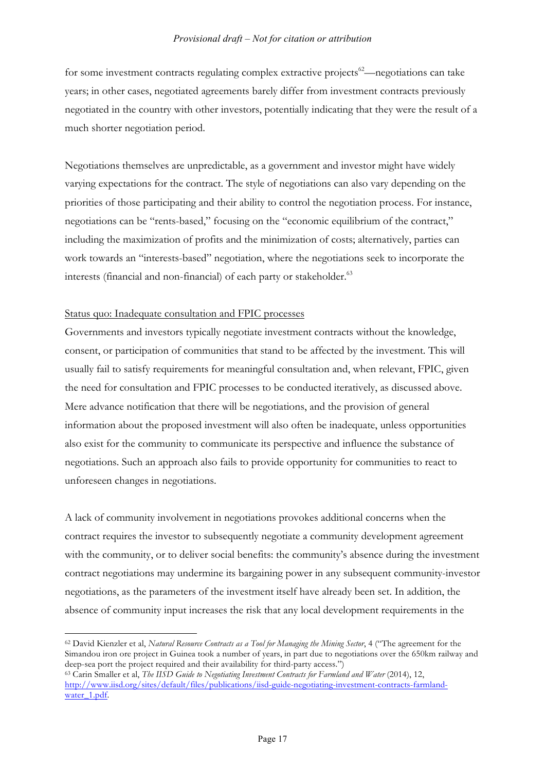for some investment contracts regulating complex extractive projects[62]—negotiations can take years; in other cases, negotiated agreements barely differ from investment contracts previously negotiated in the country with other investors, potentially indicating that they were the result of a much shorter negotiation period.

Negotiations themselves are unpredictable, as a government and investor might have widely varying expectations for the contract. The style of negotiations can also vary depending on the priorities of those participating and their ability to control the negotiation process. For instance, negotiations can be "rents-based," focusing on the "economic equilibrium of the contract," including the maximization of profits and the minimization of costs; alternatively, parties can work towards an "interests-based" negotiation, where the negotiations seek to incorporate the interests (financial and non-financial) of each party or stakeholder.[63]

<u>Status quo: Inadequate consultation and FPIC processes</u>

Governments and investors typically negotiate investment contracts without the knowledge, consent, or participation of communities that stand to be affected by the investment. This will usually fail to satisfy requirements for meaningful consultation and, when relevant, FPIC, given the need for consultation and FPIC processes to be conducted iteratively, as discussed above. Mere advance notification that there will be negotiations, and the provision of general information about the proposed investment will also often be inadequate, unless opportunities also exist for the community to communicate its perspective and influence the substance of negotiations. Such an approach also fails to provide opportunity for communities to react to unforeseen changes in negotiations.

A lack of community involvement in negotiations provokes additional concerns when the contract requires the investor to subsequently negotiate a community development agreement with the community, or to deliver social benefits: the community's absence during the investment contract negotiations may undermine its bargaining power in any subsequent community-investor negotiations, as the parameters of the investment itself have already been set. In addition, the absence of community input increases the risk that any local development requirements in the

---

[62] David Kienzler et al, *Natural Resource Contracts as a Tool for Managing the Mining Sector*, 4 ("The agreement for the Simandou iron ore project in Guinea took a number of years, in part due to negotiations over the 650km railway and deep-sea port the project required and their availability for third-party access.")

[63] Carin Smaller et al, *The IISD Guide to Negotiating Investment Contracts for Farmland and Water* (2014), 12, http://www.iisd.org/sites/default/files/publications/iisd-guide-negotiating-investment-contracts-farmland-water_1.pdf.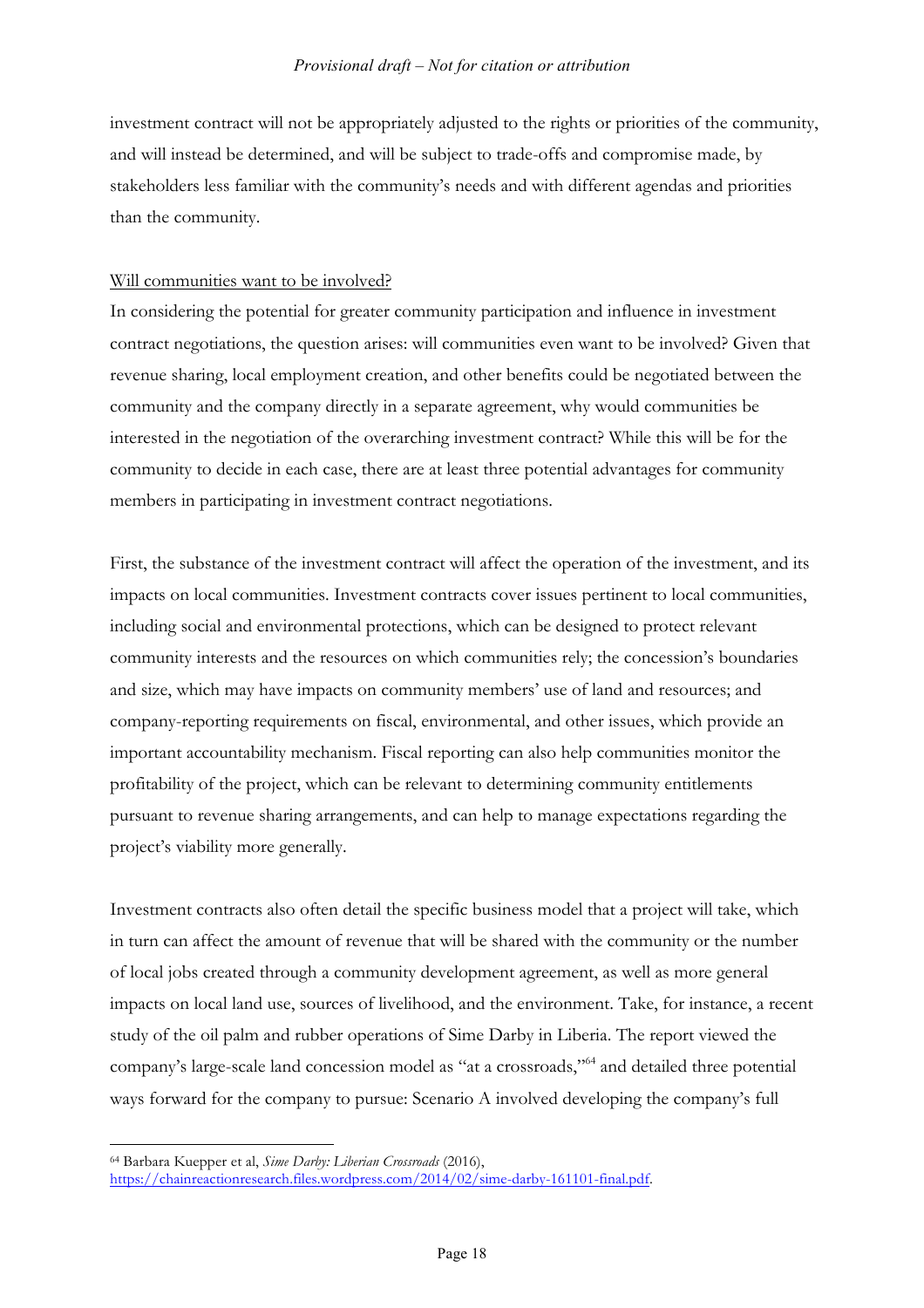investment contract will not be appropriately adjusted to the rights or priorities of the community, and will instead be determined, and will be subject to trade-offs and compromise made, by stakeholders less familiar with the community's needs and with different agendas and priorities than the community.

Will communities want to be involved?

In considering the potential for greater community participation and influence in investment contract negotiations, the question arises: will communities even want to be involved? Given that revenue sharing, local employment creation, and other benefits could be negotiated between the community and the company directly in a separate agreement, why would communities be interested in the negotiation of the overarching investment contract? While this will be for the community to decide in each case, there are at least three potential advantages for community members in participating in investment contract negotiations.

First, the substance of the investment contract will affect the operation of the investment, and its impacts on local communities. Investment contracts cover issues pertinent to local communities, including social and environmental protections, which can be designed to protect relevant community interests and the resources on which communities rely; the concession's boundaries and size, which may have impacts on community members' use of land and resources; and company-reporting requirements on fiscal, environmental, and other issues, which provide an important accountability mechanism. Fiscal reporting can also help communities monitor the profitability of the project, which can be relevant to determining community entitlements pursuant to revenue sharing arrangements, and can help to manage expectations regarding the project's viability more generally.

Investment contracts also often detail the specific business model that a project will take, which in turn can affect the amount of revenue that will be shared with the community or the number of local jobs created through a community development agreement, as well as more general impacts on local land use, sources of livelihood, and the environment. Take, for instance, a recent study of the oil palm and rubber operations of Sime Darby in Liberia. The report viewed the company's large-scale land concession model as "at a crossroads,"[64] and detailed three potential ways forward for the company to pursue: Scenario A involved developing the company's full

[64] Barbara Kuepper et al, *Sime Darby: Liberian Crossroads* (2016), https://chainreactionresearch.files.wordpress.com/2014/02/sime-darby-161101-final.pdf.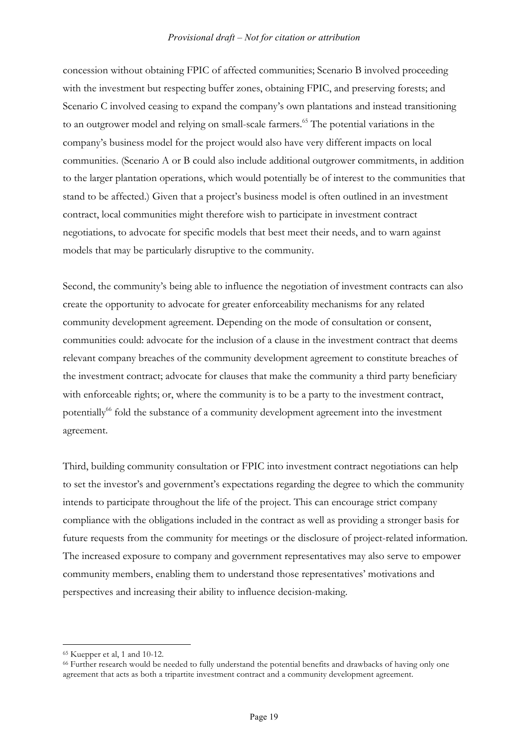concession without obtaining FPIC of affected communities; Scenario B involved proceeding with the investment but respecting buffer zones, obtaining FPIC, and preserving forests; and Scenario C involved ceasing to expand the company's own plantations and instead transitioning to an outgrower model and relying on small-scale farmers.[65] The potential variations in the company's business model for the project would also have very different impacts on local communities. (Scenario A or B could also include additional outgrower commitments, in addition to the larger plantation operations, which would potentially be of interest to the communities that stand to be affected.) Given that a project's business model is often outlined in an investment contract, local communities might therefore wish to participate in investment contract negotiations, to advocate for specific models that best meet their needs, and to warn against models that may be particularly disruptive to the community.

Second, the community's being able to influence the negotiation of investment contracts can also create the opportunity to advocate for greater enforceability mechanisms for any related community development agreement. Depending on the mode of consultation or consent, communities could: advocate for the inclusion of a clause in the investment contract that deems relevant company breaches of the community development agreement to constitute breaches of the investment contract; advocate for clauses that make the community a third party beneficiary with enforceable rights; or, where the community is to be a party to the investment contract, potentially[66] fold the substance of a community development agreement into the investment agreement.

Third, building community consultation or FPIC into investment contract negotiations can help to set the investor's and government's expectations regarding the degree to which the community intends to participate throughout the life of the project. This can encourage strict company compliance with the obligations included in the contract as well as providing a stronger basis for future requests from the community for meetings or the disclosure of project-related information. The increased exposure to company and government representatives may also serve to empower community members, enabling them to understand those representatives' motivations and perspectives and increasing their ability to influence decision-making.

---

[65] Kuepper et al, 1 and 10-12.

[66] Further research would be needed to fully understand the potential benefits and drawbacks of having only one agreement that acts as both a tripartite investment contract and a community development agreement.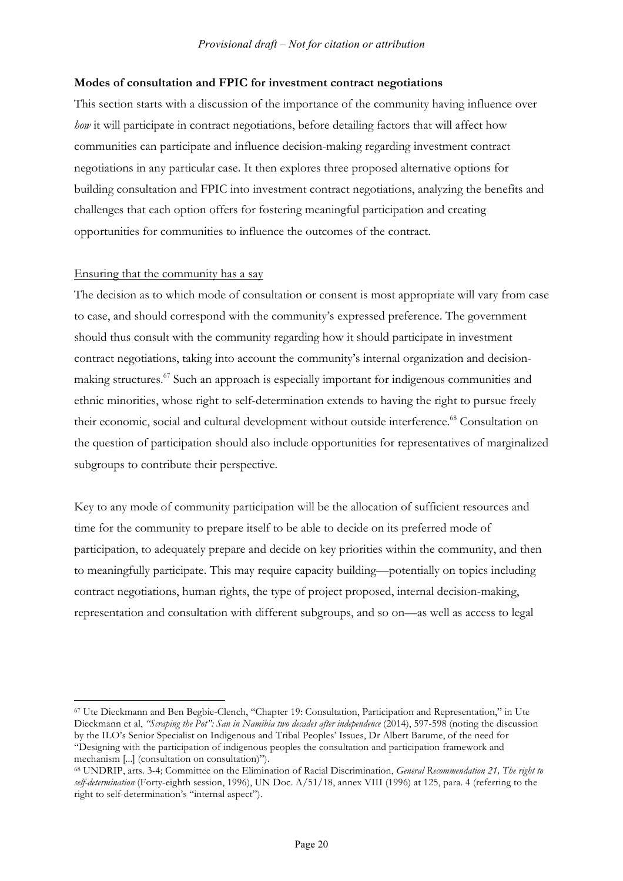**Modes of consultation and FPIC for investment contract negotiations**

This section starts with a discussion of the importance of the community having influence over *how* it will participate in contract negotiations, before detailing factors that will affect how communities can participate and influence decision-making regarding investment contract negotiations in any particular case. It then explores three proposed alternative options for building consultation and FPIC into investment contract negotiations, analyzing the benefits and challenges that each option offers for fostering meaningful participation and creating opportunities for communities to influence the outcomes of the contract.

<u>Ensuring that the community has a say</u>

The decision as to which mode of consultation or consent is most appropriate will vary from case to case, and should correspond with the community's expressed preference. The government should thus consult with the community regarding how it should participate in investment contract negotiations, taking into account the community's internal organization and decision-making structures.[67] Such an approach is especially important for indigenous communities and ethnic minorities, whose right to self-determination extends to having the right to pursue freely their economic, social and cultural development without outside interference.[68] Consultation on the question of participation should also include opportunities for representatives of marginalized subgroups to contribute their perspective.

Key to any mode of community participation will be the allocation of sufficient resources and time for the community to prepare itself to be able to decide on its preferred mode of participation, to adequately prepare and decide on key priorities within the community, and then to meaningfully participate. This may require capacity building—potentially on topics including contract negotiations, human rights, the type of project proposed, internal decision-making, representation and consultation with different subgroups, and so on—as well as access to legal

---

[67] Ute Dieckmann and Ben Begbie-Clench, "Chapter 19: Consultation, Participation and Representation," in Ute Dieckmann et al, *"Scraping the Pot": San in Namibia two decades after independence* (2014), 597-598 (noting the discussion by the ILO's Senior Specialist on Indigenous and Tribal Peoples' Issues, Dr Albert Barume, of the need for "Designing with the participation of indigenous peoples the consultation and participation framework and mechanism [...] (consultation on consultation)").

[68] UNDRIP, arts. 3-4; Committee on the Elimination of Racial Discrimination, *General Recommendation 21, The right to self-determination* (Forty-eighth session, 1996), UN Doc. A/51/18, annex VIII (1996) at 125, para. 4 (referring to the right to self-determination's "internal aspect").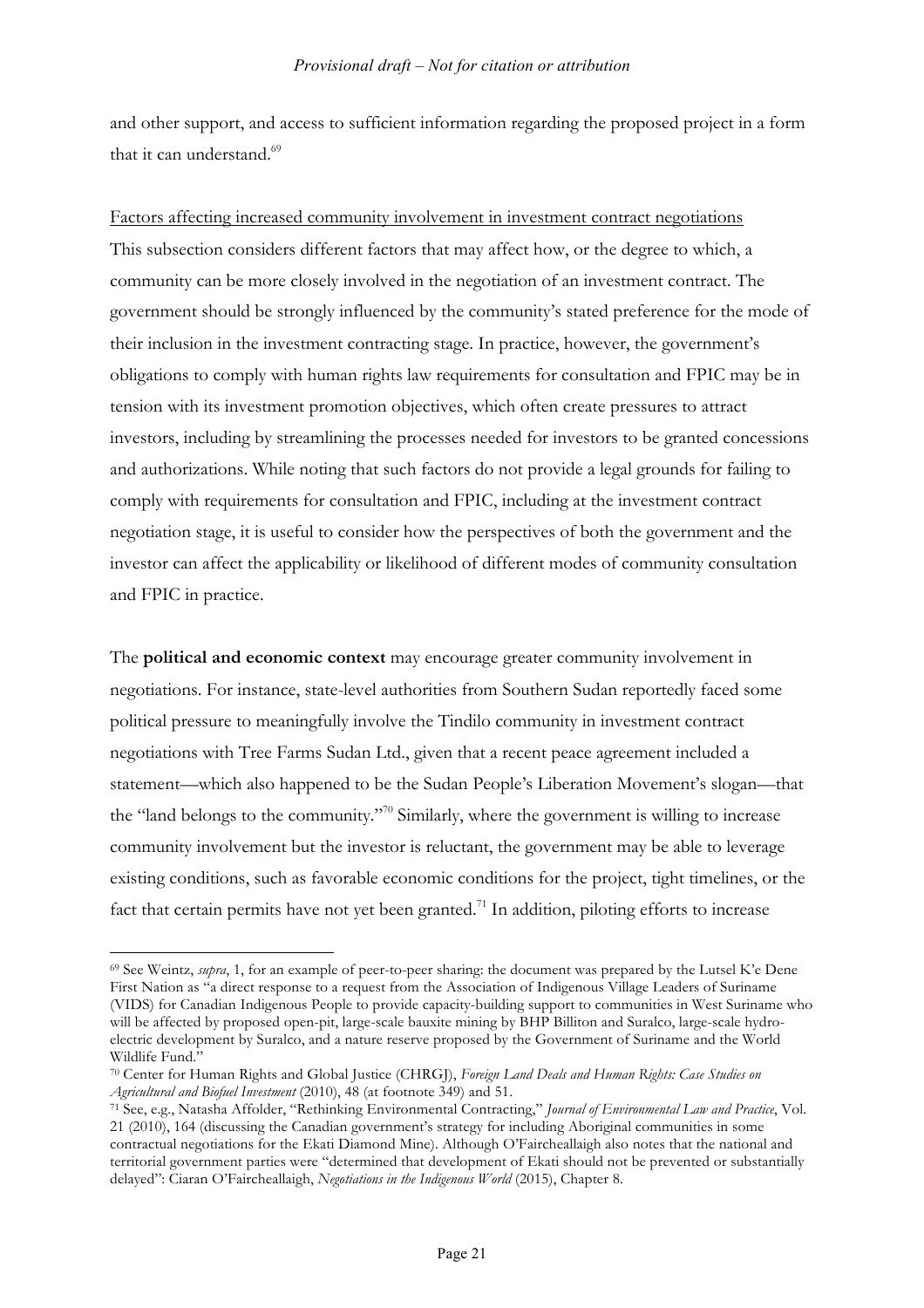and other support, and access to sufficient information regarding the proposed project in a form that it can understand.[69]

Factors affecting increased community involvement in investment contract negotiations

This subsection considers different factors that may affect how, or the degree to which, a community can be more closely involved in the negotiation of an investment contract. The government should be strongly influenced by the community's stated preference for the mode of their inclusion in the investment contracting stage. In practice, however, the government's obligations to comply with human rights law requirements for consultation and FPIC may be in tension with its investment promotion objectives, which often create pressures to attract investors, including by streamlining the processes needed for investors to be granted concessions and authorizations. While noting that such factors do not provide a legal grounds for failing to comply with requirements for consultation and FPIC, including at the investment contract negotiation stage, it is useful to consider how the perspectives of both the government and the investor can affect the applicability or likelihood of different modes of community consultation and FPIC in practice.

The **political and economic context** may encourage greater community involvement in negotiations. For instance, state-level authorities from Southern Sudan reportedly faced some political pressure to meaningfully involve the Tindilo community in investment contract negotiations with Tree Farms Sudan Ltd., given that a recent peace agreement included a statement—which also happened to be the Sudan People's Liberation Movement's slogan—that the "land belongs to the community."[70] Similarly, where the government is willing to increase community involvement but the investor is reluctant, the government may be able to leverage existing conditions, such as favorable economic conditions for the project, tight timelines, or the fact that certain permits have not yet been granted.[71] In addition, piloting efforts to increase

---

[69] See Weintz, *supra*, 1, for an example of peer-to-peer sharing: the document was prepared by the Lutsel K'e Dene First Nation as "a direct response to a request from the Association of Indigenous Village Leaders of Suriname (VIDS) for Canadian Indigenous People to provide capacity-building support to communities in West Suriname who will be affected by proposed open-pit, large-scale bauxite mining by BHP Billiton and Suralco, large-scale hydro-electric development by Suralco, and a nature reserve proposed by the Government of Suriname and the World Wildlife Fund."

[70] Center for Human Rights and Global Justice (CHRGJ), *Foreign Land Deals and Human Rights: Case Studies on Agricultural and Biofuel Investment* (2010), 48 (at footnote 349) and 51.

[71] See, e.g., Natasha Affolder, "Rethinking Environmental Contracting," *Journal of Environmental Law and Practice*, Vol. 21 (2010), 164 (discussing the Canadian government's strategy for including Aboriginal communities in some contractual negotiations for the Ekati Diamond Mine). Although O'Faircheallaigh also notes that the national and territorial government parties were "determined that development of Ekati should not be prevented or substantially delayed": Ciaran O'Faircheallaigh, *Negotiations in the Indigenous World* (2015), Chapter 8.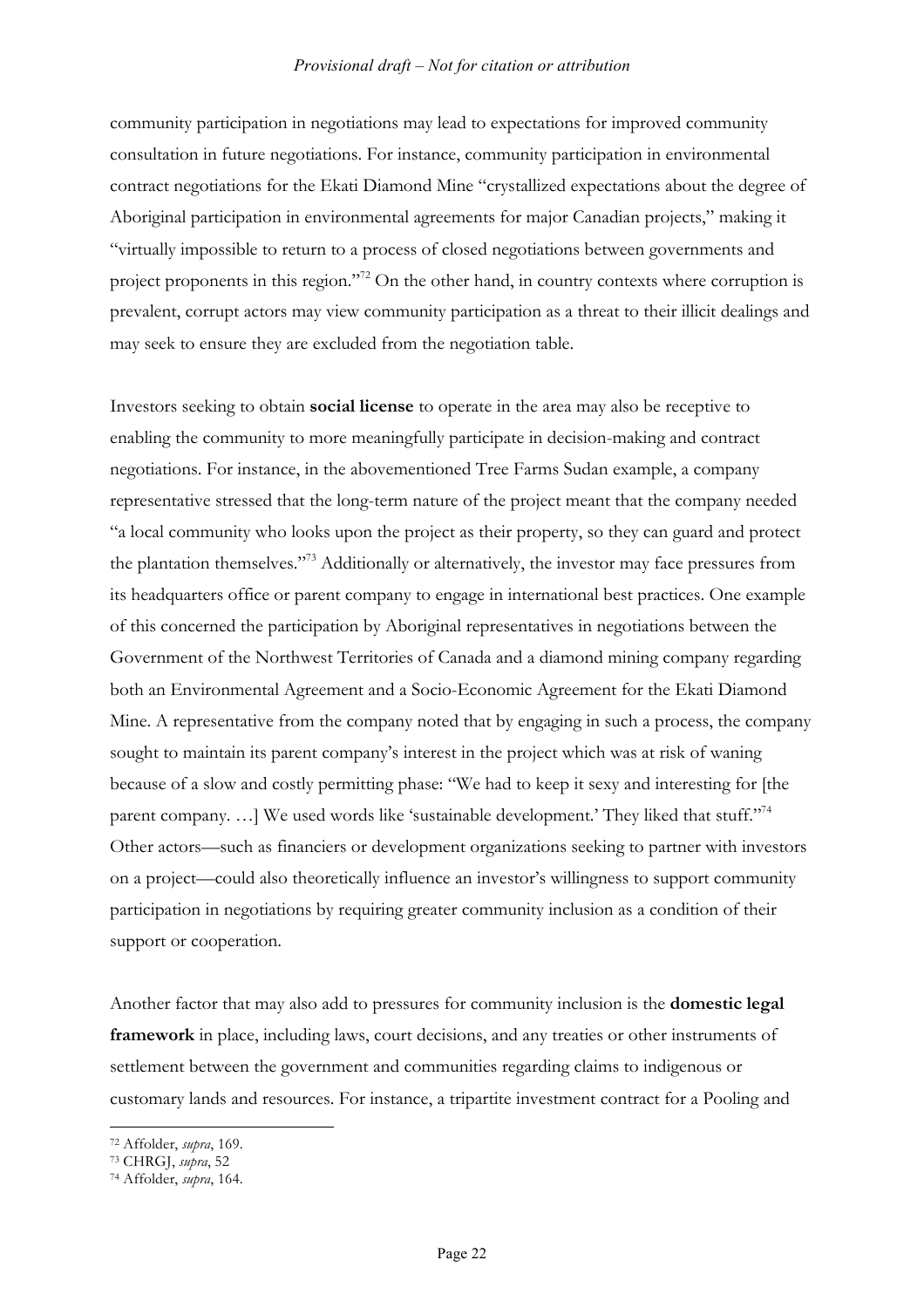community participation in negotiations may lead to expectations for improved community consultation in future negotiations. For instance, community participation in environmental contract negotiations for the Ekati Diamond Mine "crystallized expectations about the degree of Aboriginal participation in environmental agreements for major Canadian projects," making it "virtually impossible to return to a process of closed negotiations between governments and project proponents in this region."[72] On the other hand, in country contexts where corruption is prevalent, corrupt actors may view community participation as a threat to their illicit dealings and may seek to ensure they are excluded from the negotiation table.

Investors seeking to obtain **social license** to operate in the area may also be receptive to enabling the community to more meaningfully participate in decision-making and contract negotiations. For instance, in the abovementioned Tree Farms Sudan example, a company representative stressed that the long-term nature of the project meant that the company needed "a local community who looks upon the project as their property, so they can guard and protect the plantation themselves."[73] Additionally or alternatively, the investor may face pressures from its headquarters office or parent company to engage in international best practices. One example of this concerned the participation by Aboriginal representatives in negotiations between the Government of the Northwest Territories of Canada and a diamond mining company regarding both an Environmental Agreement and a Socio-Economic Agreement for the Ekati Diamond Mine. A representative from the company noted that by engaging in such a process, the company sought to maintain its parent company's interest in the project which was at risk of waning because of a slow and costly permitting phase: "We had to keep it sexy and interesting for [the parent company. …] We used words like 'sustainable development.' They liked that stuff."[74] Other actors—such as financiers or development organizations seeking to partner with investors on a project—could also theoretically influence an investor's willingness to support community participation in negotiations by requiring greater community inclusion as a condition of their support or cooperation.

Another factor that may also add to pressures for community inclusion is the **domestic legal framework** in place, including laws, court decisions, and any treaties or other instruments of settlement between the government and communities regarding claims to indigenous or customary lands and resources. For instance, a tripartite investment contract for a Pooling and

---

[72] Affolder, *supra*, 169.

[73] CHRGJ, *supra*, 52

[74] Affolder, *supra*, 164.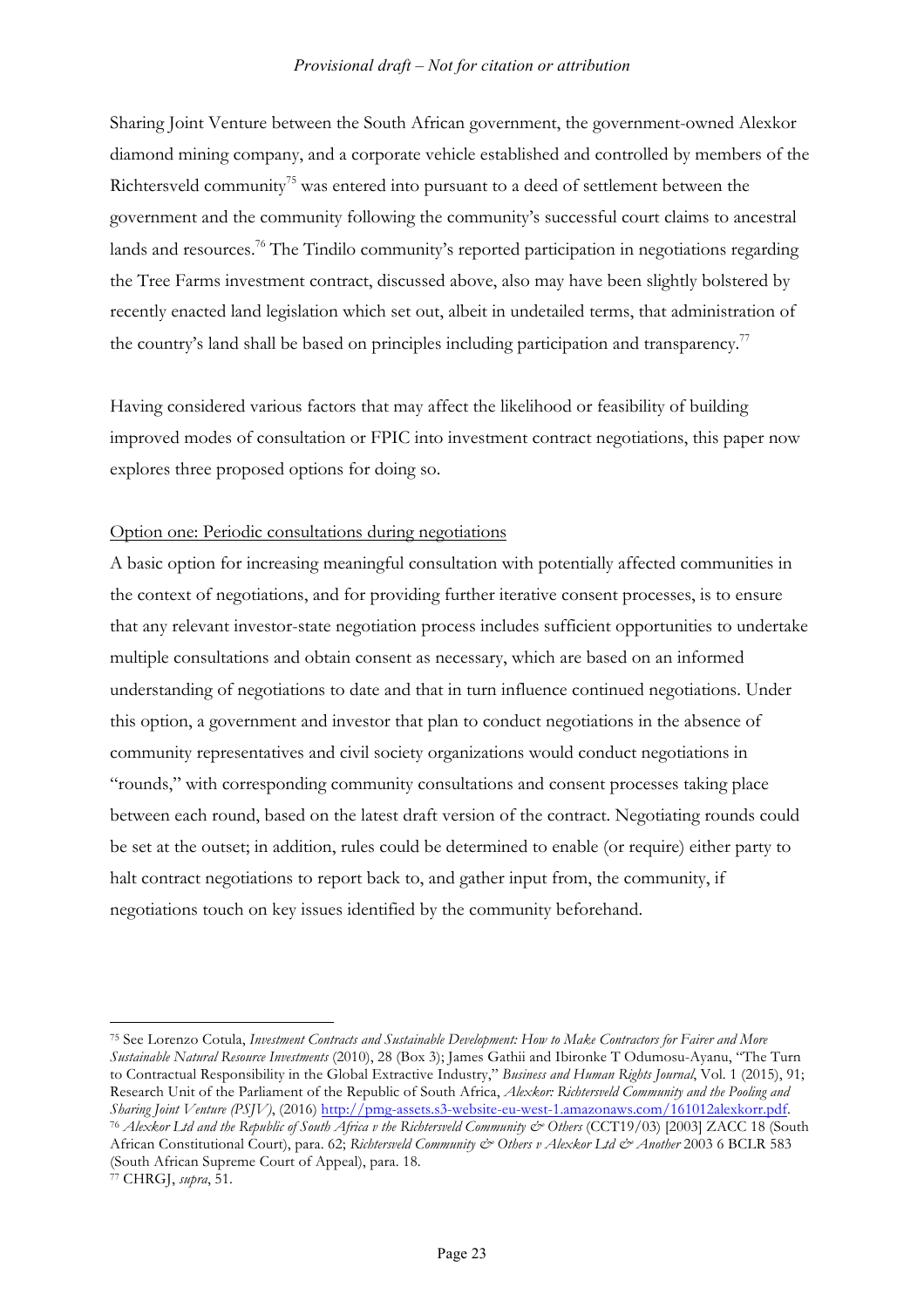Sharing Joint Venture between the South African government, the government-owned Alexkor diamond mining company, and a corporate vehicle established and controlled by members of the Richtersveld community[75] was entered into pursuant to a deed of settlement between the government and the community following the community's successful court claims to ancestral lands and resources.[76] The Tindilo community's reported participation in negotiations regarding the Tree Farms investment contract, discussed above, also may have been slightly bolstered by recently enacted land legislation which set out, albeit in undetailed terms, that administration of the country's land shall be based on principles including participation and transparency.[77]

Having considered various factors that may affect the likelihood or feasibility of building improved modes of consultation or FPIC into investment contract negotiations, this paper now explores three proposed options for doing so.

<u>Option one: Periodic consultations during negotiations</u>

A basic option for increasing meaningful consultation with potentially affected communities in the context of negotiations, and for providing further iterative consent processes, is to ensure that any relevant investor-state negotiation process includes sufficient opportunities to undertake multiple consultations and obtain consent as necessary, which are based on an informed understanding of negotiations to date and that in turn influence continued negotiations. Under this option, a government and investor that plan to conduct negotiations in the absence of community representatives and civil society organizations would conduct negotiations in "rounds," with corresponding community consultations and consent processes taking place between each round, based on the latest draft version of the contract. Negotiating rounds could be set at the outset; in addition, rules could be determined to enable (or require) either party to halt contract negotiations to report back to, and gather input from, the community, if negotiations touch on key issues identified by the community beforehand.

---

[75] See Lorenzo Cotula, *Investment Contracts and Sustainable Development: How to Make Contractors for Fairer and More Sustainable Natural Resource Investments* (2010), 28 (Box 3); James Gathii and Ibironke T Odumosu-Ayanu, "The Turn to Contractual Responsibility in the Global Extractive Industry," *Business and Human Rights Journal*, Vol. 1 (2015), 91; Research Unit of the Parliament of the Republic of South Africa, *Alexkor: Richtersveld Community and the Pooling and Sharing Joint Venture (PSJV)*, (2016) http://pmg-assets.s3-website-eu-west-1.amazonaws.com/161012alexkorr.pdf.

[76] *Alexkor Ltd and the Republic of South Africa v the Richtersveld Community & Others* (CCT19/03) [2003] ZACC 18 (South African Constitutional Court), para. 62; *Richtersveld Community & Others v Alexkor Ltd & Another* 2003 6 BCLR 583 (South African Supreme Court of Appeal), para. 18.

[77] CHRGJ, *supra*, 51.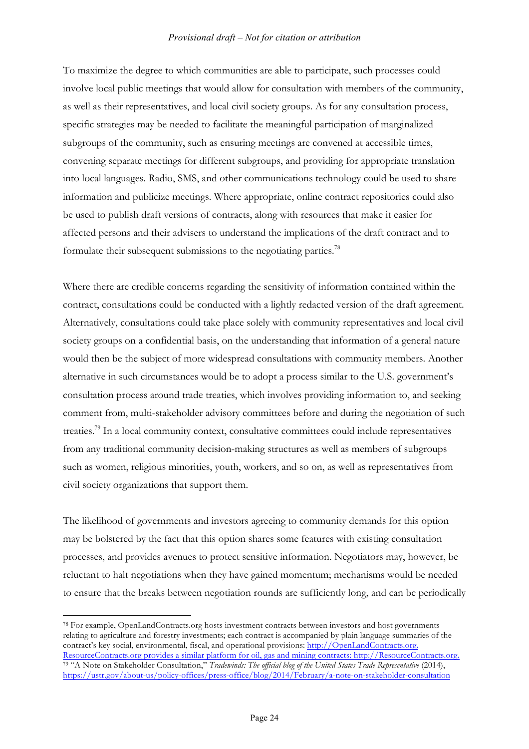To maximize the degree to which communities are able to participate, such processes could involve local public meetings that would allow for consultation with members of the community, as well as their representatives, and local civil society groups. As for any consultation process, specific strategies may be needed to facilitate the meaningful participation of marginalized subgroups of the community, such as ensuring meetings are convened at accessible times, convening separate meetings for different subgroups, and providing for appropriate translation into local languages. Radio, SMS, and other communications technology could be used to share information and publicize meetings. Where appropriate, online contract repositories could also be used to publish draft versions of contracts, along with resources that make it easier for affected persons and their advisers to understand the implications of the draft contract and to formulate their subsequent submissions to the negotiating parties.[78]

Where there are credible concerns regarding the sensitivity of information contained within the contract, consultations could be conducted with a lightly redacted version of the draft agreement. Alternatively, consultations could take place solely with community representatives and local civil society groups on a confidential basis, on the understanding that information of a general nature would then be the subject of more widespread consultations with community members. Another alternative in such circumstances would be to adopt a process similar to the U.S. government's consultation process around trade treaties, which involves providing information to, and seeking comment from, multi-stakeholder advisory committees before and during the negotiation of such treaties.[79] In a local community context, consultative committees could include representatives from any traditional community decision-making structures as well as members of subgroups such as women, religious minorities, youth, workers, and so on, as well as representatives from civil society organizations that support them.

The likelihood of governments and investors agreeing to community demands for this option may be bolstered by the fact that this option shares some features with existing consultation processes, and provides avenues to protect sensitive information. Negotiators may, however, be reluctant to halt negotiations when they have gained momentum; mechanisms would be needed to ensure that the breaks between negotiation rounds are sufficiently long, and can be periodically

---

[78] For example, OpenLandContracts.org hosts investment contracts between investors and host governments relating to agriculture and forestry investments; each contract is accompanied by plain language summaries of the contract's key social, environmental, fiscal, and operational provisions: http://OpenLandContracts.org. ResourceContracts.org provides a similar platform for oil, gas and mining contracts: http://ResourceContracts.org.

[79] "A Note on Stakeholder Consultation," *Tradewinds: The official blog of the United States Trade Representative* (2014), https://ustr.gov/about-us/policy-offices/press-office/blog/2014/February/a-note-on-stakeholder-consultation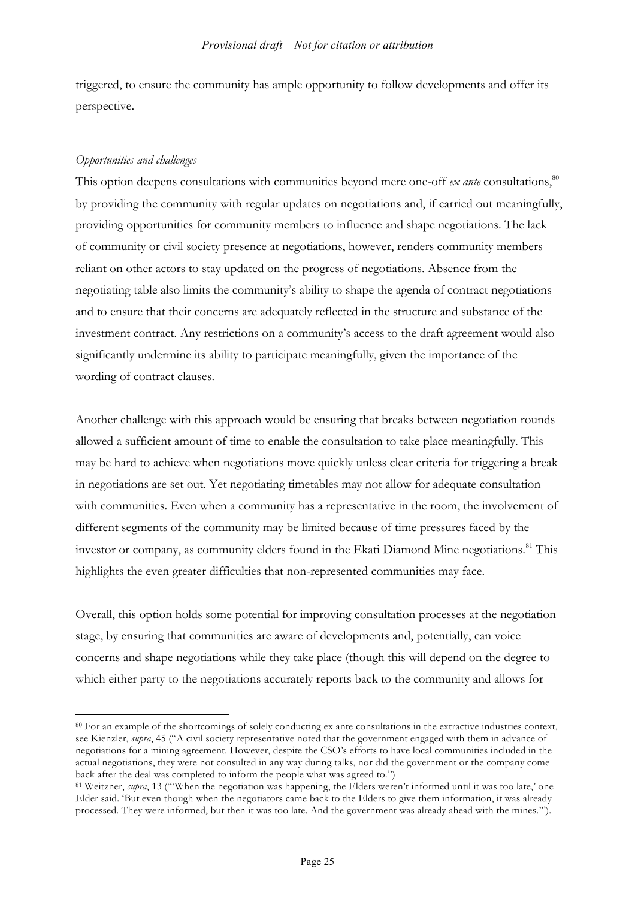triggered, to ensure the community has ample opportunity to follow developments and offer its perspective.

*Opportunities and challenges*

This option deepens consultations with communities beyond mere one-off *ex ante* consultations,[80] by providing the community with regular updates on negotiations and, if carried out meaningfully, providing opportunities for community members to influence and shape negotiations. The lack of community or civil society presence at negotiations, however, renders community members reliant on other actors to stay updated on the progress of negotiations. Absence from the negotiating table also limits the community's ability to shape the agenda of contract negotiations and to ensure that their concerns are adequately reflected in the structure and substance of the investment contract. Any restrictions on a community's access to the draft agreement would also significantly undermine its ability to participate meaningfully, given the importance of the wording of contract clauses.

Another challenge with this approach would be ensuring that breaks between negotiation rounds allowed a sufficient amount of time to enable the consultation to take place meaningfully. This may be hard to achieve when negotiations move quickly unless clear criteria for triggering a break in negotiations are set out. Yet negotiating timetables may not allow for adequate consultation with communities. Even when a community has a representative in the room, the involvement of different segments of the community may be limited because of time pressures faced by the investor or company, as community elders found in the Ekati Diamond Mine negotiations.[81] This highlights the even greater difficulties that non-represented communities may face.

Overall, this option holds some potential for improving consultation processes at the negotiation stage, by ensuring that communities are aware of developments and, potentially, can voice concerns and shape negotiations while they take place (though this will depend on the degree to which either party to the negotiations accurately reports back to the community and allows for

---

[80] For an example of the shortcomings of solely conducting ex ante consultations in the extractive industries context, see Kienzler, *supra*, 45 ("A civil society representative noted that the government engaged with them in advance of negotiations for a mining agreement. However, despite the CSO's efforts to have local communities included in the actual negotiations, they were not consulted in any way during talks, nor did the government or the company come back after the deal was completed to inform the people what was agreed to.")

[81] Weitzner, *supra*, 13 ("'When the negotiation was happening, the Elders weren't informed until it was too late,' one Elder said. 'But even though when the negotiators came back to the Elders to give them information, it was already processed. They were informed, but then it was too late. And the government was already ahead with the mines.'").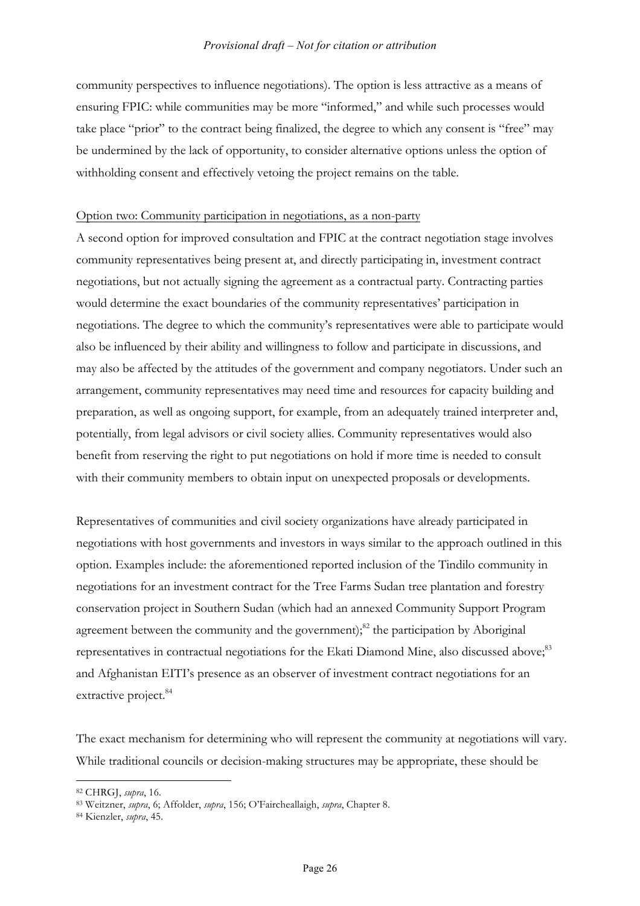community perspectives to influence negotiations). The option is less attractive as a means of ensuring FPIC: while communities may be more "informed," and while such processes would take place "prior" to the contract being finalized, the degree to which any consent is "free" may be undermined by the lack of opportunity, to consider alternative options unless the option of withholding consent and effectively vetoing the project remains on the table.

Option two: Community participation in negotiations, as a non-party

A second option for improved consultation and FPIC at the contract negotiation stage involves community representatives being present at, and directly participating in, investment contract negotiations, but not actually signing the agreement as a contractual party. Contracting parties would determine the exact boundaries of the community representatives' participation in negotiations. The degree to which the community's representatives were able to participate would also be influenced by their ability and willingness to follow and participate in discussions, and may also be affected by the attitudes of the government and company negotiators. Under such an arrangement, community representatives may need time and resources for capacity building and preparation, as well as ongoing support, for example, from an adequately trained interpreter and, potentially, from legal advisors or civil society allies. Community representatives would also benefit from reserving the right to put negotiations on hold if more time is needed to consult with their community members to obtain input on unexpected proposals or developments.

Representatives of communities and civil society organizations have already participated in negotiations with host governments and investors in ways similar to the approach outlined in this option. Examples include: the aforementioned reported inclusion of the Tindilo community in negotiations for an investment contract for the Tree Farms Sudan tree plantation and forestry conservation project in Southern Sudan (which had an annexed Community Support Program agreement between the community and the government);[82] the participation by Aboriginal representatives in contractual negotiations for the Ekati Diamond Mine, also discussed above;[83] and Afghanistan EITI's presence as an observer of investment contract negotiations for an extractive project.[84]

The exact mechanism for determining who will represent the community at negotiations will vary. While traditional councils or decision-making structures may be appropriate, these should be

---

[82] CHRGJ, *supra*, 16.

[83] Weitzner, *supra*, 6; Affolder, *supra*, 156; O'Faircheallaigh, *supra*, Chapter 8.

[84] Kienzler, *supra*, 45.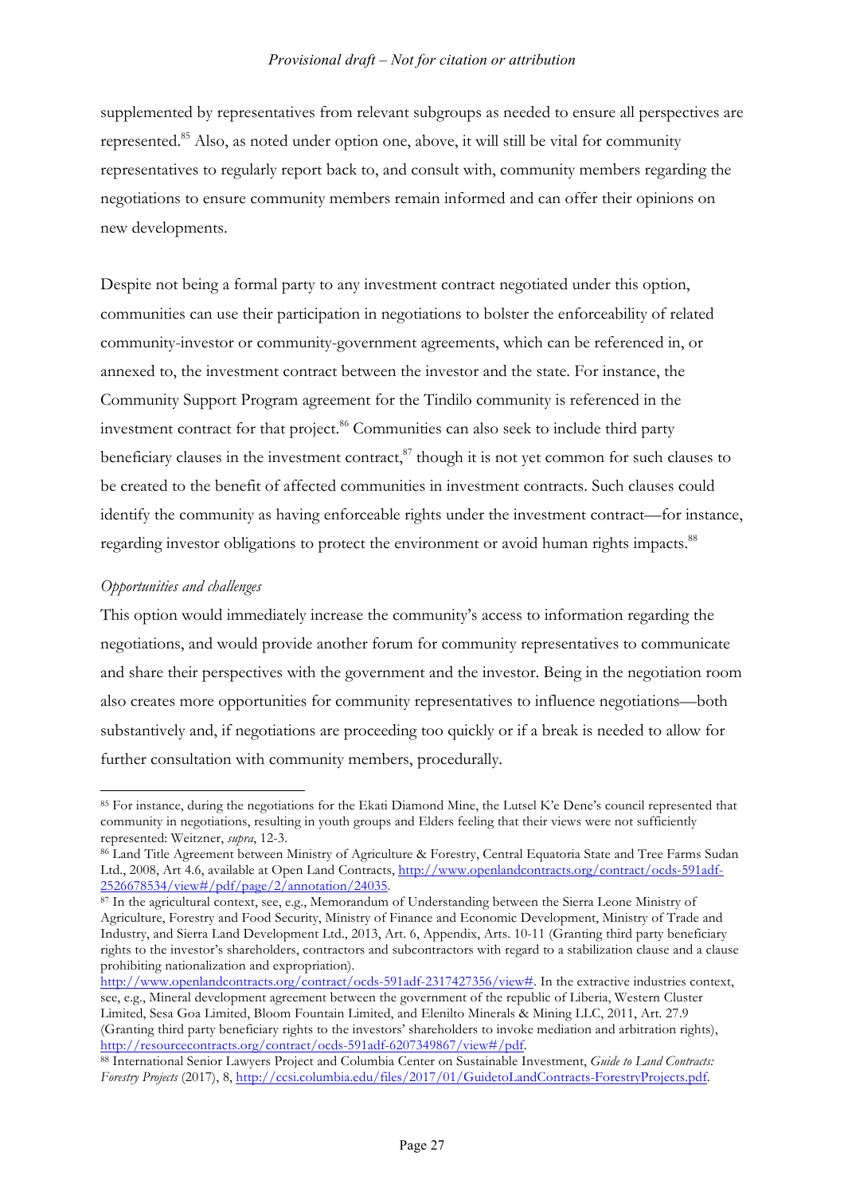supplemented by representatives from relevant subgroups as needed to ensure all perspectives are represented.[85] Also, as noted under option one, above, it will still be vital for community representatives to regularly report back to, and consult with, community members regarding the negotiations to ensure community members remain informed and can offer their opinions on new developments.

Despite not being a formal party to any investment contract negotiated under this option, communities can use their participation in negotiations to bolster the enforceability of related community-investor or community-government agreements, which can be referenced in, or annexed to, the investment contract between the investor and the state. For instance, the Community Support Program agreement for the Tindilo community is referenced in the investment contract for that project.[86] Communities can also seek to include third party beneficiary clauses in the investment contract,[87] though it is not yet common for such clauses to be created to the benefit of affected communities in investment contracts. Such clauses could identify the community as having enforceable rights under the investment contract—for instance, regarding investor obligations to protect the environment or avoid human rights impacts.[88]

*Opportunities and challenges*

This option would immediately increase the community's access to information regarding the negotiations, and would provide another forum for community representatives to communicate and share their perspectives with the government and the investor. Being in the negotiation room also creates more opportunities for community representatives to influence negotiations—both substantively and, if negotiations are proceeding too quickly or if a break is needed to allow for further consultation with community members, procedurally.

---

[85] For instance, during the negotiations for the Ekati Diamond Mine, the Lutsel K'e Dene's council represented that community in negotiations, resulting in youth groups and Elders feeling that their views were not sufficiently represented: Weitzner, *supra*, 12-3.

[86] Land Title Agreement between Ministry of Agriculture & Forestry, Central Equatoria State and Tree Farms Sudan Ltd., 2008, Art 4.6, available at Open Land Contracts, http://www.openlandcontracts.org/contract/ocds-591adf-2526678534/view#/pdf/page/2/annotation/24035.

[87] In the agricultural context, see, e.g., Memorandum of Understanding between the Sierra Leone Ministry of Agriculture, Forestry and Food Security, Ministry of Finance and Economic Development, Ministry of Trade and Industry, and Sierra Land Development Ltd., 2013, Art. 6, Appendix, Arts. 10-11 (Granting third party beneficiary rights to the investor's shareholders, contractors and subcontractors with regard to a stabilization clause and a clause prohibiting nationalization and expropriation). http://www.openlandcontracts.org/contract/ocds-591adf-2317427356/view#. In the extractive industries context, see, e.g., Mineral development agreement between the government of the republic of Liberia, Western Cluster Limited, Sesa Goa Limited, Bloom Fountain Limited, and Elenilto Minerals & Mining LLC, 2011, Art. 27.9 (Granting third party beneficiary rights to the investors' shareholders to invoke mediation and arbitration rights), http://resourcecontracts.org/contract/ocds-591adf-6207349867/view#/pdf.

[88] International Senior Lawyers Project and Columbia Center on Sustainable Investment, *Guide to Land Contracts: Forestry Projects* (2017), 8, http://ccsi.columbia.edu/files/2017/01/GuidetoLandContracts-ForestryProjects.pdf.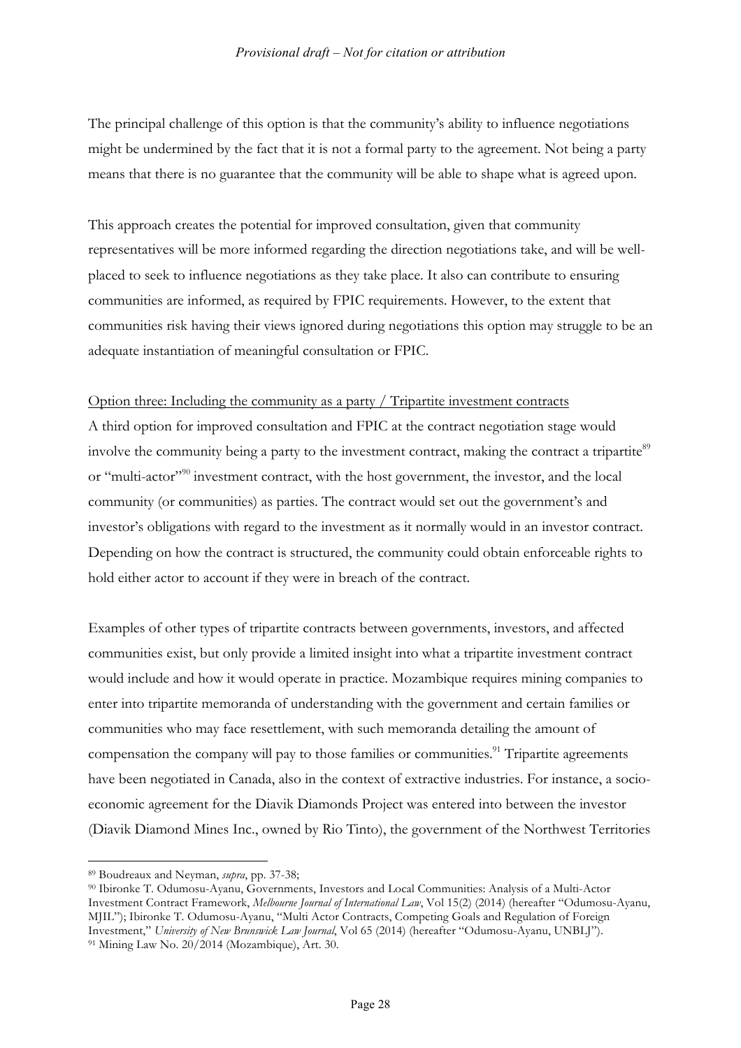The principal challenge of this option is that the community's ability to influence negotiations might be undermined by the fact that it is not a formal party to the agreement. Not being a party means that there is no guarantee that the community will be able to shape what is agreed upon.

This approach creates the potential for improved consultation, given that community representatives will be more informed regarding the direction negotiations take, and will be well-placed to seek to influence negotiations as they take place. It also can contribute to ensuring communities are informed, as required by FPIC requirements. However, to the extent that communities risk having their views ignored during negotiations this option may struggle to be an adequate instantiation of meaningful consultation or FPIC.

<u>Option three: Including the community as a party / Tripartite investment contracts</u>

A third option for improved consultation and FPIC at the contract negotiation stage would involve the community being a party to the investment contract, making the contract a tripartite[89] or "multi-actor"[90] investment contract, with the host government, the investor, and the local community (or communities) as parties. The contract would set out the government's and investor's obligations with regard to the investment as it normally would in an investor contract. Depending on how the contract is structured, the community could obtain enforceable rights to hold either actor to account if they were in breach of the contract.

Examples of other types of tripartite contracts between governments, investors, and affected communities exist, but only provide a limited insight into what a tripartite investment contract would include and how it would operate in practice. Mozambique requires mining companies to enter into tripartite memoranda of understanding with the government and certain families or communities who may face resettlement, with such memoranda detailing the amount of compensation the company will pay to those families or communities.[91] Tripartite agreements have been negotiated in Canada, also in the context of extractive industries. For instance, a socio-economic agreement for the Diavik Diamonds Project was entered into between the investor (Diavik Diamond Mines Inc., owned by Rio Tinto), the government of the Northwest Territories

---

[89] Boudreaux and Neyman, *supra*, pp. 37-38;

[90] Ibironke T. Odumosu-Ayanu, Governments, Investors and Local Communities: Analysis of a Multi-Actor Investment Contract Framework, *Melbourne Journal of International Law*, Vol 15(2) (2014) (hereafter "Odumosu-Ayanu, MJIL"); Ibironke T. Odumosu-Ayanu, "Multi Actor Contracts, Competing Goals and Regulation of Foreign Investment," *University of New Brunswick Law Journal*, Vol 65 (2014) (hereafter "Odumosu-Ayanu, UNBLJ").

[91] Mining Law No. 20/2014 (Mozambique), Art. 30.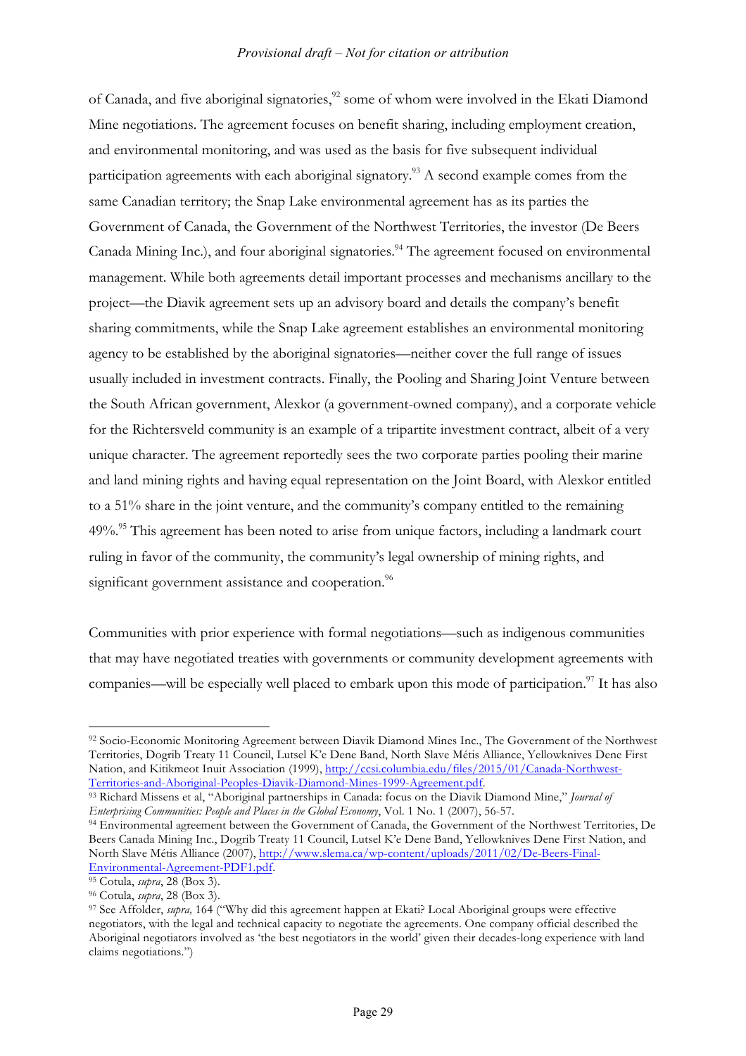of Canada, and five aboriginal signatories,[92] some of whom were involved in the Ekati Diamond Mine negotiations. The agreement focuses on benefit sharing, including employment creation, and environmental monitoring, and was used as the basis for five subsequent individual participation agreements with each aboriginal signatory.[93] A second example comes from the same Canadian territory; the Snap Lake environmental agreement has as its parties the Government of Canada, the Government of the Northwest Territories, the investor (De Beers Canada Mining Inc.), and four aboriginal signatories.[94] The agreement focused on environmental management. While both agreements detail important processes and mechanisms ancillary to the project—the Diavik agreement sets up an advisory board and details the company's benefit sharing commitments, while the Snap Lake agreement establishes an environmental monitoring agency to be established by the aboriginal signatories—neither cover the full range of issues usually included in investment contracts. Finally, the Pooling and Sharing Joint Venture between the South African government, Alexkor (a government-owned company), and a corporate vehicle for the Richtersveld community is an example of a tripartite investment contract, albeit of a very unique character. The agreement reportedly sees the two corporate parties pooling their marine and land mining rights and having equal representation on the Joint Board, with Alexkor entitled to a 51% share in the joint venture, and the community's company entitled to the remaining 49%.[95] This agreement has been noted to arise from unique factors, including a landmark court ruling in favor of the community, the community's legal ownership of mining rights, and significant government assistance and cooperation.[96]

Communities with prior experience with formal negotiations—such as indigenous communities that may have negotiated treaties with governments or community development agreements with companies—will be especially well placed to embark upon this mode of participation.[97] It has also

---

[92] Socio-Economic Monitoring Agreement between Diavik Diamond Mines Inc., The Government of the Northwest Territories, Dogrib Treaty 11 Council, Lutsel K'e Dene Band, North Slave Métis Alliance, Yellowknives Dene First Nation, and Kitikmeot Inuit Association (1999), http://ccsi.columbia.edu/files/2015/01/Canada-Northwest-Territories-and-Aboriginal-Peoples-Diavik-Diamond-Mines-1999-Agreement.pdf.

[93] Richard Missens et al, "Aboriginal partnerships in Canada: focus on the Diavik Diamond Mine," *Journal of Enterprising Communities: People and Places in the Global Economy*, Vol. 1 No. 1 (2007), 56-57.

[94] Environmental agreement between the Government of Canada, the Government of the Northwest Territories, De Beers Canada Mining Inc., Dogrib Treaty 11 Council, Lutsel K'e Dene Band, Yellowknives Dene First Nation, and North Slave Métis Alliance (2007), http://www.slema.ca/wp-content/uploads/2011/02/De-Beers-Final-Environmental-Agreement-PDF1.pdf.

[95] Cotula, *supra*, 28 (Box 3).

[96] Cotula, *supra*, 28 (Box 3).

[97] See Affolder, *supra,* 164 ("Why did this agreement happen at Ekati? Local Aboriginal groups were effective negotiators, with the legal and technical capacity to negotiate the agreements. One company official described the Aboriginal negotiators involved as 'the best negotiators in the world' given their decades-long experience with land claims negotiations.")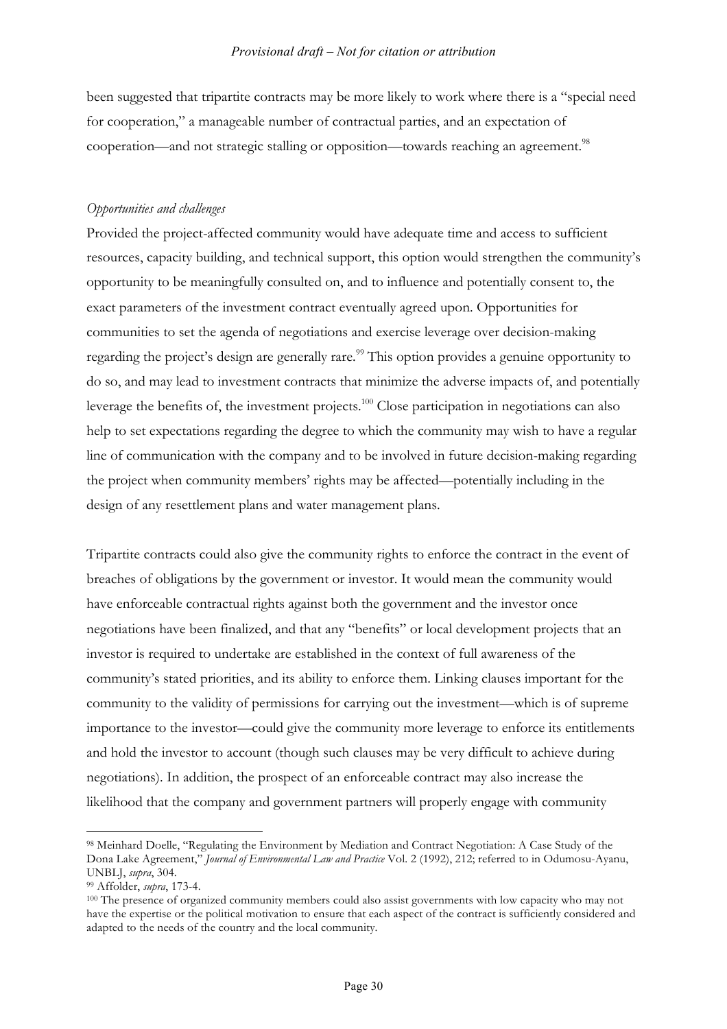been suggested that tripartite contracts may be more likely to work where there is a "special need for cooperation," a manageable number of contractual parties, and an expectation of cooperation—and not strategic stalling or opposition—towards reaching an agreement.[98]

*Opportunities and challenges*

Provided the project-affected community would have adequate time and access to sufficient resources, capacity building, and technical support, this option would strengthen the community's opportunity to be meaningfully consulted on, and to influence and potentially consent to, the exact parameters of the investment contract eventually agreed upon. Opportunities for communities to set the agenda of negotiations and exercise leverage over decision-making regarding the project's design are generally rare.[99] This option provides a genuine opportunity to do so, and may lead to investment contracts that minimize the adverse impacts of, and potentially leverage the benefits of, the investment projects.[100] Close participation in negotiations can also help to set expectations regarding the degree to which the community may wish to have a regular line of communication with the company and to be involved in future decision-making regarding the project when community members' rights may be affected—potentially including in the design of any resettlement plans and water management plans.

Tripartite contracts could also give the community rights to enforce the contract in the event of breaches of obligations by the government or investor. It would mean the community would have enforceable contractual rights against both the government and the investor once negotiations have been finalized, and that any "benefits" or local development projects that an investor is required to undertake are established in the context of full awareness of the community's stated priorities, and its ability to enforce them. Linking clauses important for the community to the validity of permissions for carrying out the investment—which is of supreme importance to the investor—could give the community more leverage to enforce its entitlements and hold the investor to account (though such clauses may be very difficult to achieve during negotiations). In addition, the prospect of an enforceable contract may also increase the likelihood that the company and government partners will properly engage with community

---

[98] Meinhard Doelle, "Regulating the Environment by Mediation and Contract Negotiation: A Case Study of the Dona Lake Agreement," *Journal of Environmental Law and Practice* Vol. 2 (1992), 212; referred to in Odumosu-Ayanu, UNBLJ, *supra*, 304.

[99] Affolder, *supra*, 173-4.

[100] The presence of organized community members could also assist governments with low capacity who may not have the expertise or the political motivation to ensure that each aspect of the contract is sufficiently considered and adapted to the needs of the country and the local community.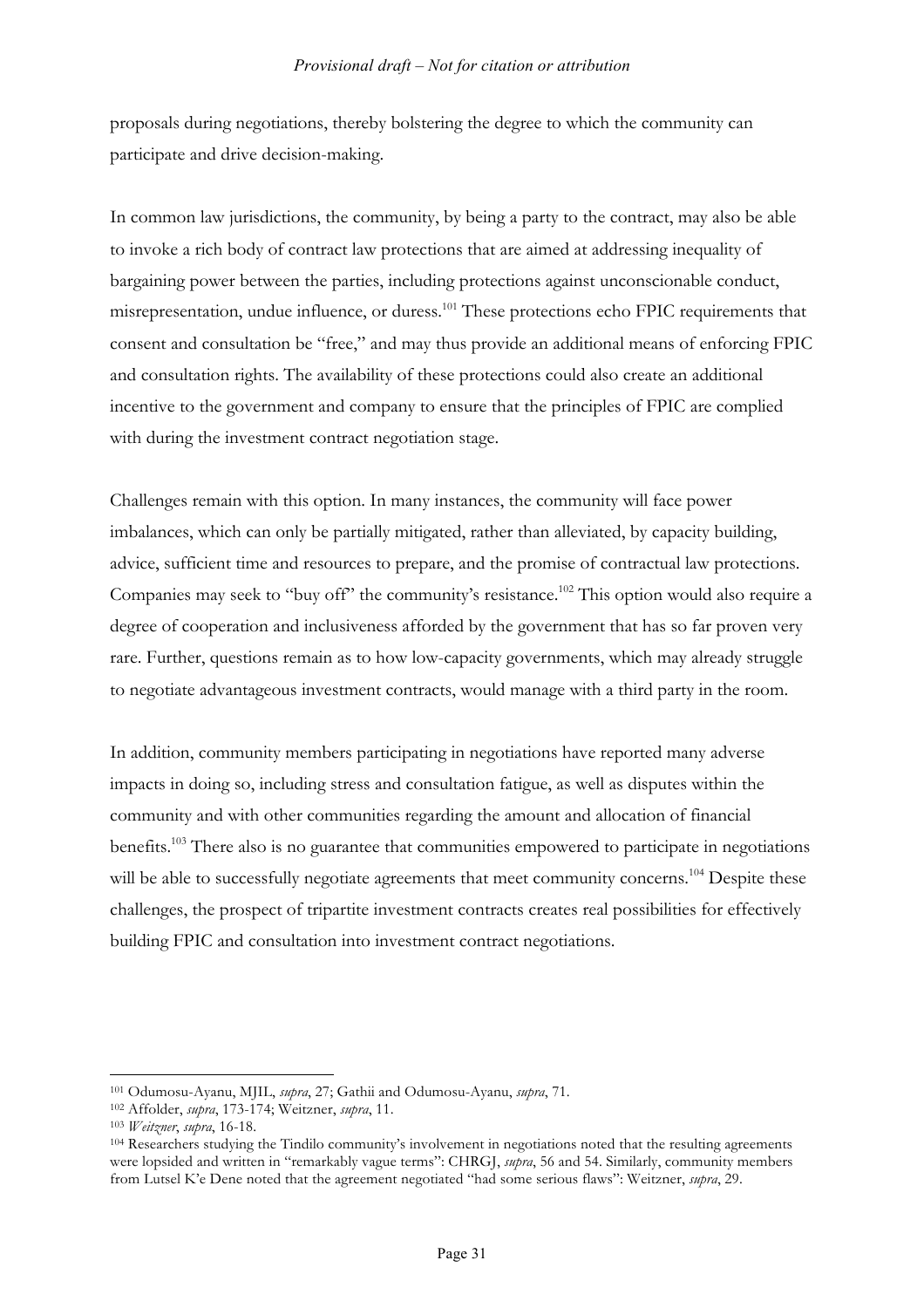proposals during negotiations, thereby bolstering the degree to which the community can participate and drive decision-making.

In common law jurisdictions, the community, by being a party to the contract, may also be able to invoke a rich body of contract law protections that are aimed at addressing inequality of bargaining power between the parties, including protections against unconscionable conduct, misrepresentation, undue influence, or duress.[101] These protections echo FPIC requirements that consent and consultation be "free," and may thus provide an additional means of enforcing FPIC and consultation rights. The availability of these protections could also create an additional incentive to the government and company to ensure that the principles of FPIC are complied with during the investment contract negotiation stage.

Challenges remain with this option. In many instances, the community will face power imbalances, which can only be partially mitigated, rather than alleviated, by capacity building, advice, sufficient time and resources to prepare, and the promise of contractual law protections. Companies may seek to "buy off" the community's resistance.[102] This option would also require a degree of cooperation and inclusiveness afforded by the government that has so far proven very rare. Further, questions remain as to how low-capacity governments, which may already struggle to negotiate advantageous investment contracts, would manage with a third party in the room.

In addition, community members participating in negotiations have reported many adverse impacts in doing so, including stress and consultation fatigue, as well as disputes within the community and with other communities regarding the amount and allocation of financial benefits.[103] There also is no guarantee that communities empowered to participate in negotiations will be able to successfully negotiate agreements that meet community concerns.[104] Despite these challenges, the prospect of tripartite investment contracts creates real possibilities for effectively building FPIC and consultation into investment contract negotiations.

---

[101] Odumosu-Ayanu, MJIL, *supra*, 27; Gathii and Odumosu-Ayanu, *supra*, 71.

[102] Affolder, *supra*, 173-174; Weitzner, *supra*, 11.

[103] *Weitzner*, *supra*, 16-18.

[104] Researchers studying the Tindilo community's involvement in negotiations noted that the resulting agreements were lopsided and written in "remarkably vague terms": CHRGJ, *supra*, 56 and 54. Similarly, community members from Lutsel K'e Dene noted that the agreement negotiated "had some serious flaws": Weitzner, *supra*, 29.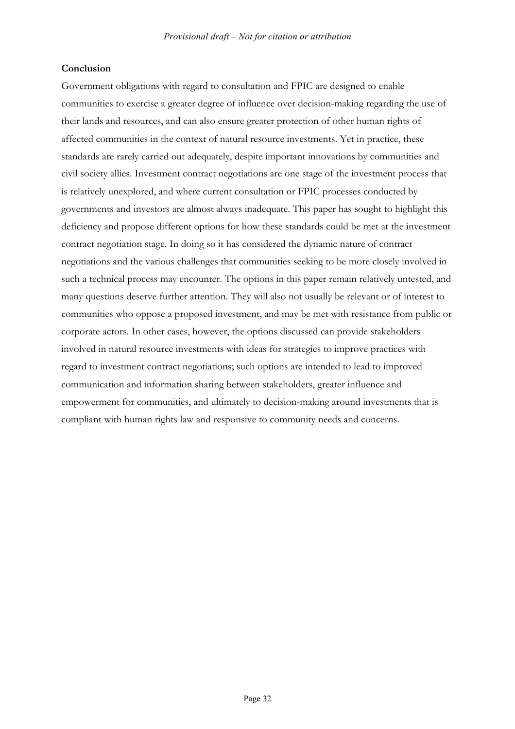## Conclusion

Government obligations with regard to consultation and FPIC are designed to enable communities to exercise a greater degree of influence over decision-making regarding the use of their lands and resources, and can also ensure greater protection of other human rights of affected communities in the context of natural resource investments. Yet in practice, these standards are rarely carried out adequately, despite important innovations by communities and civil society allies. Investment contract negotiations are one stage of the investment process that is relatively unexplored, and where current consultation or FPIC processes conducted by governments and investors are almost always inadequate. This paper has sought to highlight this deficiency and propose different options for how these standards could be met at the investment contract negotiation stage. In doing so it has considered the dynamic nature of contract negotiations and the various challenges that communities seeking to be more closely involved in such a technical process may encounter. The options in this paper remain relatively untested, and many questions deserve further attention. They will also not usually be relevant or of interest to communities who oppose a proposed investment, and may be met with resistance from public or corporate actors. In other cases, however, the options discussed can provide stakeholders involved in natural resource investments with ideas for strategies to improve practices with regard to investment contract negotiations; such options are intended to lead to improved communication and information sharing between stakeholders, greater influence and empowerment for communities, and ultimately to decision-making around investments that is compliant with human rights law and responsive to community needs and concerns.